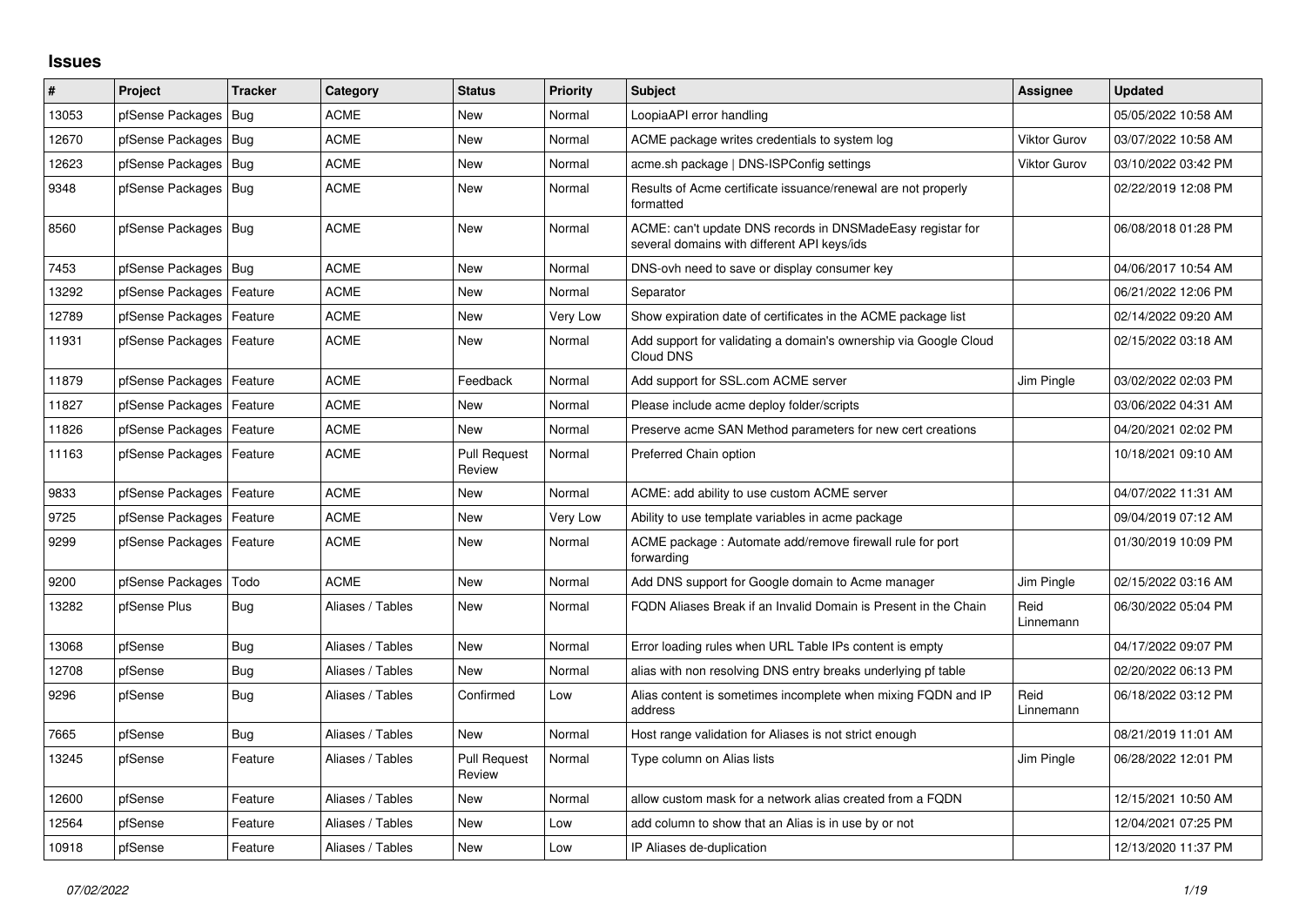# Issues

| # | Project | Tracker | Category | Status | Priority | Subject | Assignee | Updated |
|---|---|---|---|---|---|---|---|---|
| 13053 | pfSense Packages | Bug | ACME | New | Normal | LoopiaAPI error handling | | 05/05/2022 10:58 AM |
| 12670 | pfSense Packages | Bug | ACME | New | Normal | ACME package writes credentials to system log | Viktor Gurov | 03/07/2022 10:58 AM |
| 12623 | pfSense Packages | Bug | ACME | New | Normal | acme.sh package \| DNS-ISPConfig settings | Viktor Gurov | 03/10/2022 03:42 PM |
| 9348 | pfSense Packages | Bug | ACME | New | Normal | Results of Acme certificate issuance/renewal are not properly formatted | | 02/22/2019 12:08 PM |
| 8560 | pfSense Packages | Bug | ACME | New | Normal | ACME: can't update DNS records in DNSMadeEasy registar for several domains with different API keys/ids | | 06/08/2018 01:28 PM |
| 7453 | pfSense Packages | Bug | ACME | New | Normal | DNS-ovh need to save or display consumer key | | 04/06/2017 10:54 AM |
| 13292 | pfSense Packages | Feature | ACME | New | Normal | Separator | | 06/21/2022 12:06 PM |
| 12789 | pfSense Packages | Feature | ACME | New | Very Low | Show expiration date of certificates in the ACME package list | | 02/14/2022 09:20 AM |
| 11931 | pfSense Packages | Feature | ACME | New | Normal | Add support for validating a domain's ownership via Google Cloud Cloud DNS | | 02/15/2022 03:18 AM |
| 11879 | pfSense Packages | Feature | ACME | Feedback | Normal | Add support for SSL.com ACME server | Jim Pingle | 03/02/2022 02:03 PM |
| 11827 | pfSense Packages | Feature | ACME | New | Normal | Please include acme deploy folder/scripts | | 03/06/2022 04:31 AM |
| 11826 | pfSense Packages | Feature | ACME | New | Normal | Preserve acme SAN Method parameters for new cert creations | | 04/20/2021 02:02 PM |
| 11163 | pfSense Packages | Feature | ACME | Pull Request Review | Normal | Preferred Chain option | | 10/18/2021 09:10 AM |
| 9833 | pfSense Packages | Feature | ACME | New | Normal | ACME: add ability to use custom ACME server | | 04/07/2022 11:31 AM |
| 9725 | pfSense Packages | Feature | ACME | New | Very Low | Ability to use template variables in acme package | | 09/04/2019 07:12 AM |
| 9299 | pfSense Packages | Feature | ACME | New | Normal | ACME package : Automate add/remove firewall rule for port forwarding | | 01/30/2019 10:09 PM |
| 9200 | pfSense Packages | Todo | ACME | New | Normal | Add DNS support for Google domain to Acme manager | Jim Pingle | 02/15/2022 03:16 AM |
| 13282 | pfSense Plus | Bug | Aliases / Tables | New | Normal | FQDN Aliases Break if an Invalid Domain is Present in the Chain | Reid Linnemann | 06/30/2022 05:04 PM |
| 13068 | pfSense | Bug | Aliases / Tables | New | Normal | Error loading rules when URL Table IPs content is empty | | 04/17/2022 09:07 PM |
| 12708 | pfSense | Bug | Aliases / Tables | New | Normal | alias with non resolving DNS entry breaks underlying pf table | | 02/20/2022 06:13 PM |
| 9296 | pfSense | Bug | Aliases / Tables | Confirmed | Low | Alias content is sometimes incomplete when mixing FQDN and IP address | Reid Linnemann | 06/18/2022 03:12 PM |
| 7665 | pfSense | Bug | Aliases / Tables | New | Normal | Host range validation for Aliases is not strict enough | | 08/21/2019 11:01 AM |
| 13245 | pfSense | Feature | Aliases / Tables | Pull Request Review | Normal | Type column on Alias lists | Jim Pingle | 06/28/2022 12:01 PM |
| 12600 | pfSense | Feature | Aliases / Tables | New | Normal | allow custom mask for a network alias created from a FQDN | | 12/15/2021 10:50 AM |
| 12564 | pfSense | Feature | Aliases / Tables | New | Low | add column to show that an Alias is in use by or not | | 12/04/2021 07:25 PM |
| 10918 | pfSense | Feature | Aliases / Tables | New | Low | IP Aliases de-duplication | | 12/13/2020 11:37 PM |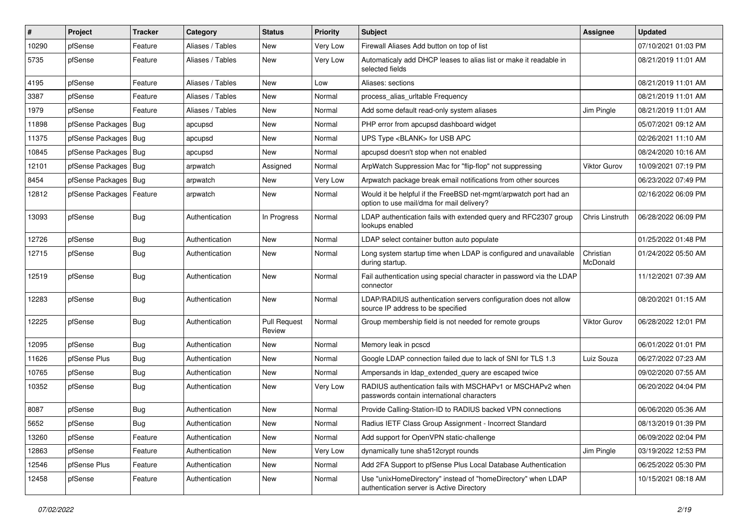| # | Project | Tracker | Category | Status | Priority | Subject | Assignee | Updated |
|---|---|---|---|---|---|---|---|---|
| 10290 | pfSense | Feature | Aliases / Tables | New | Very Low | Firewall Aliases Add button on top of list | | 07/10/2021 01:03 PM |
| 5735 | pfSense | Feature | Aliases / Tables | New | Very Low | Automaticaly add DHCP leases to alias list or make it readable in selected fields | | 08/21/2019 11:01 AM |
| 4195 | pfSense | Feature | Aliases / Tables | New | Low | Aliases: sections | | 08/21/2019 11:01 AM |
| 3387 | pfSense | Feature | Aliases / Tables | New | Normal | process_alias_urltable Frequency | | 08/21/2019 11:01 AM |
| 1979 | pfSense | Feature | Aliases / Tables | New | Normal | Add some default read-only system aliases | Jim Pingle | 08/21/2019 11:01 AM |
| 11898 | pfSense Packages | Bug | apcupsd | New | Normal | PHP error from apcupsd dashboard widget | | 05/07/2021 09:12 AM |
| 11375 | pfSense Packages | Bug | apcupsd | New | Normal | UPS Type <BLANK> for USB APC | | 02/26/2021 11:10 AM |
| 10845 | pfSense Packages | Bug | apcupsd | New | Normal | apcupsd doesn't stop when not enabled | | 08/24/2020 10:16 AM |
| 12101 | pfSense Packages | Bug | arpwatch | Assigned | Normal | ArpWatch Suppression Mac for "flip-flop" not suppressing | Viktor Gurov | 10/09/2021 07:19 PM |
| 8454 | pfSense Packages | Bug | arpwatch | New | Very Low | Arpwatch package break email notifications from other sources | | 06/23/2022 07:49 PM |
| 12812 | pfSense Packages | Feature | arpwatch | New | Normal | Would it be helpful if the FreeBSD net-mgmt/arpwatch port had an option to use mail/dma for mail delivery? | | 02/16/2022 06:09 PM |
| 13093 | pfSense | Bug | Authentication | In Progress | Normal | LDAP authentication fails with extended query and RFC2307 group lookups enabled | Chris Linstruth | 06/28/2022 06:09 PM |
| 12726 | pfSense | Bug | Authentication | New | Normal | LDAP select container button auto populate | | 01/25/2022 01:48 PM |
| 12715 | pfSense | Bug | Authentication | New | Normal | Long system startup time when LDAP is configured and unavailable during startup. | Christian McDonald | 01/24/2022 05:50 AM |
| 12519 | pfSense | Bug | Authentication | New | Normal | Fail authentication using special character in password via the LDAP connector | | 11/12/2021 07:39 AM |
| 12283 | pfSense | Bug | Authentication | New | Normal | LDAP/RADIUS authentication servers configuration does not allow source IP address to be specified | | 08/20/2021 01:15 AM |
| 12225 | pfSense | Bug | Authentication | Pull Request Review | Normal | Group membership field is not needed for remote groups | Viktor Gurov | 06/28/2022 12:01 PM |
| 12095 | pfSense | Bug | Authentication | New | Normal | Memory leak in pcscd | | 06/01/2022 01:01 PM |
| 11626 | pfSense Plus | Bug | Authentication | New | Normal | Google LDAP connection failed due to lack of SNI for TLS 1.3 | Luiz Souza | 06/27/2022 07:23 AM |
| 10765 | pfSense | Bug | Authentication | New | Normal | Ampersands in ldap_extended_query are escaped twice | | 09/02/2020 07:55 AM |
| 10352 | pfSense | Bug | Authentication | New | Very Low | RADIUS authentication fails with MSCHAPv1 or MSCHAPv2 when passwords contain international characters | | 06/20/2022 04:04 PM |
| 8087 | pfSense | Bug | Authentication | New | Normal | Provide Calling-Station-ID to RADIUS backed VPN connections | | 06/06/2020 05:36 AM |
| 5652 | pfSense | Bug | Authentication | New | Normal | Radius IETF Class Group Assignment - Incorrect Standard | | 08/13/2019 01:39 PM |
| 13260 | pfSense | Feature | Authentication | New | Normal | Add support for OpenVPN static-challenge | | 06/09/2022 02:04 PM |
| 12863 | pfSense | Feature | Authentication | New | Very Low | dynamically tune sha512crypt rounds | Jim Pingle | 03/19/2022 12:53 PM |
| 12546 | pfSense Plus | Feature | Authentication | New | Normal | Add 2FA Support to pfSense Plus Local Database Authentication | | 06/25/2022 05:30 PM |
| 12458 | pfSense | Feature | Authentication | New | Normal | Use "unixHomeDirectory" instead of "homeDirectory" when LDAP authentication server is Active Directory | | 10/15/2021 08:18 AM |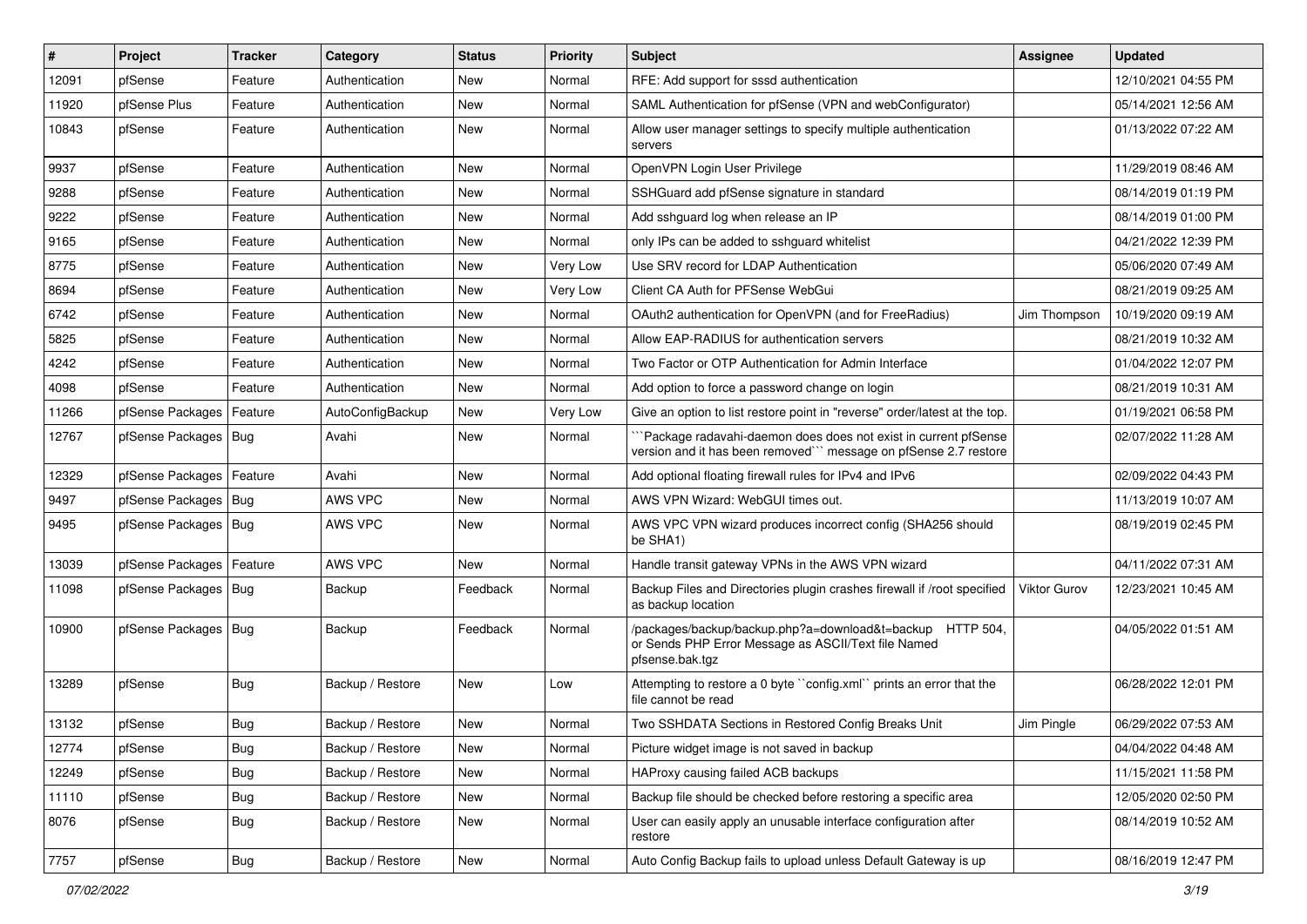| # | Project | Tracker | Category | Status | Priority | Subject | Assignee | Updated |
|---|---|---|---|---|---|---|---|---|
| 12091 | pfSense | Feature | Authentication | New | Normal | RFE: Add support for sssd authentication | | 12/10/2021 04:55 PM |
| 11920 | pfSense Plus | Feature | Authentication | New | Normal | SAML Authentication for pfSense (VPN and webConfigurator) | | 05/14/2021 12:56 AM |
| 10843 | pfSense | Feature | Authentication | New | Normal | Allow user manager settings to specify multiple authentication servers | | 01/13/2022 07:22 AM |
| 9937 | pfSense | Feature | Authentication | New | Normal | OpenVPN Login User Privilege | | 11/29/2019 08:46 AM |
| 9288 | pfSense | Feature | Authentication | New | Normal | SSHGuard add pfSense signature in standard | | 08/14/2019 01:19 PM |
| 9222 | pfSense | Feature | Authentication | New | Normal | Add sshguard log when release an IP | | 08/14/2019 01:00 PM |
| 9165 | pfSense | Feature | Authentication | New | Normal | only IPs can be added to sshguard whitelist | | 04/21/2022 12:39 PM |
| 8775 | pfSense | Feature | Authentication | New | Very Low | Use SRV record for LDAP Authentication | | 05/06/2020 07:49 AM |
| 8694 | pfSense | Feature | Authentication | New | Very Low | Client CA Auth for PFSense WebGui | | 08/21/2019 09:25 AM |
| 6742 | pfSense | Feature | Authentication | New | Normal | OAuth2 authentication for OpenVPN (and for FreeRadius) | Jim Thompson | 10/19/2020 09:19 AM |
| 5825 | pfSense | Feature | Authentication | New | Normal | Allow EAP-RADIUS for authentication servers | | 08/21/2019 10:32 AM |
| 4242 | pfSense | Feature | Authentication | New | Normal | Two Factor or OTP Authentication for Admin Interface | | 01/04/2022 12:07 PM |
| 4098 | pfSense | Feature | Authentication | New | Normal | Add option to force a password change on login | | 08/21/2019 10:31 AM |
| 11266 | pfSense Packages | Feature | AutoConfigBackup | New | Very Low | Give an option to list restore point in "reverse" order/latest at the top. | | 01/19/2021 06:58 PM |
| 12767 | pfSense Packages | Bug | Avahi | New | Normal | ```Package radavahi-daemon does does not exist in current pfSense version and it has been removed``` message on pfSense 2.7 restore | | 02/07/2022 11:28 AM |
| 12329 | pfSense Packages | Feature | Avahi | New | Normal | Add optional floating firewall rules for IPv4 and IPv6 | | 02/09/2022 04:43 PM |
| 9497 | pfSense Packages | Bug | AWS VPC | New | Normal | AWS VPN Wizard: WebGUI times out. | | 11/13/2019 10:07 AM |
| 9495 | pfSense Packages | Bug | AWS VPC | New | Normal | AWS VPC VPN wizard produces incorrect config (SHA256 should be SHA1) | | 08/19/2019 02:45 PM |
| 13039 | pfSense Packages | Feature | AWS VPC | New | Normal | Handle transit gateway VPNs in the AWS VPN wizard | | 04/11/2022 07:31 AM |
| 11098 | pfSense Packages | Bug | Backup | Feedback | Normal | Backup Files and Directories plugin crashes firewall if /root specified as backup location | Viktor Gurov | 12/23/2021 10:45 AM |
| 10900 | pfSense Packages | Bug | Backup | Feedback | Normal | /packages/backup/backup.php?a=download&t=backup HTTP 504, or Sends PHP Error Message as ASCII/Text file Named pfsense.bak.tgz | | 04/05/2022 01:51 AM |
| 13289 | pfSense | Bug | Backup / Restore | New | Low | Attempting to restore a 0 byte ``config.xml`` prints an error that the file cannot be read | | 06/28/2022 12:01 PM |
| 13132 | pfSense | Bug | Backup / Restore | New | Normal | Two SSHDATA Sections in Restored Config Breaks Unit | Jim Pingle | 06/29/2022 07:53 AM |
| 12774 | pfSense | Bug | Backup / Restore | New | Normal | Picture widget image is not saved in backup | | 04/04/2022 04:48 AM |
| 12249 | pfSense | Bug | Backup / Restore | New | Normal | HAProxy causing failed ACB backups | | 11/15/2021 11:58 PM |
| 11110 | pfSense | Bug | Backup / Restore | New | Normal | Backup file should be checked before restoring a specific area | | 12/05/2020 02:50 PM |
| 8076 | pfSense | Bug | Backup / Restore | New | Normal | User can easily apply an unusable interface configuration after restore | | 08/14/2019 10:52 AM |
| 7757 | pfSense | Bug | Backup / Restore | New | Normal | Auto Config Backup fails to upload unless Default Gateway is up | | 08/16/2019 12:47 PM |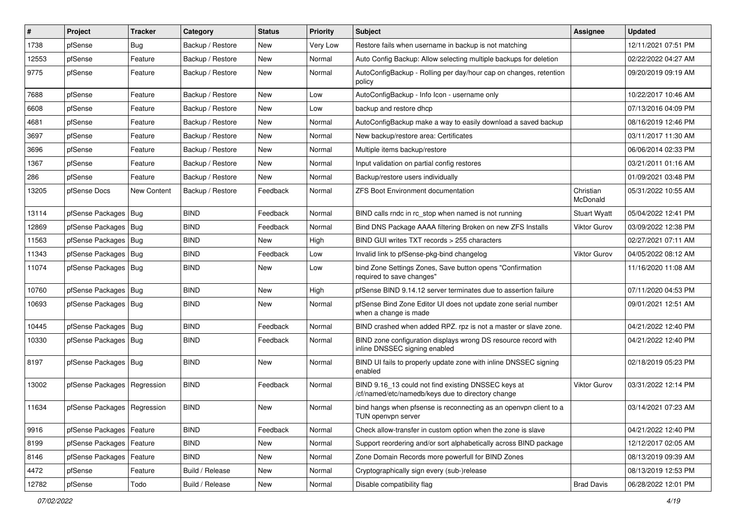| # | Project | Tracker | Category | Status | Priority | Subject | Assignee | Updated |
|---|---|---|---|---|---|---|---|---|
| 1738 | pfSense | Bug | Backup / Restore | New | Very Low | Restore fails when username in backup is not matching | | 12/11/2021 07:51 PM |
| 12553 | pfSense | Feature | Backup / Restore | New | Normal | Auto Config Backup: Allow selecting multiple backups for deletion | | 02/22/2022 04:27 AM |
| 9775 | pfSense | Feature | Backup / Restore | New | Normal | AutoConfigBackup - Rolling per day/hour cap on changes, retention policy | | 09/20/2019 09:19 AM |
| 7688 | pfSense | Feature | Backup / Restore | New | Low | AutoConfigBackup - Info Icon - username only | | 10/22/2017 10:46 AM |
| 6608 | pfSense | Feature | Backup / Restore | New | Low | backup and restore dhcp | | 07/13/2016 04:09 PM |
| 4681 | pfSense | Feature | Backup / Restore | New | Normal | AutoConfigBackup make a way to easily download a saved backup | | 08/16/2019 12:46 PM |
| 3697 | pfSense | Feature | Backup / Restore | New | Normal | New backup/restore area: Certificates | | 03/11/2017 11:30 AM |
| 3696 | pfSense | Feature | Backup / Restore | New | Normal | Multiple items backup/restore | | 06/06/2014 02:33 PM |
| 1367 | pfSense | Feature | Backup / Restore | New | Normal | Input validation on partial config restores | | 03/21/2011 01:16 AM |
| 286 | pfSense | Feature | Backup / Restore | New | Normal | Backup/restore users individually | | 01/09/2021 03:48 PM |
| 13205 | pfSense Docs | New Content | Backup / Restore | Feedback | Normal | ZFS Boot Environment documentation | Christian McDonald | 05/31/2022 10:55 AM |
| 13114 | pfSense Packages | Bug | BIND | Feedback | Normal | BIND calls rndc in rc_stop when named is not running | Stuart Wyatt | 05/04/2022 12:41 PM |
| 12869 | pfSense Packages | Bug | BIND | Feedback | Normal | Bind DNS Package AAAA filtering Broken on new ZFS Installs | Viktor Gurov | 03/09/2022 12:38 PM |
| 11563 | pfSense Packages | Bug | BIND | New | High | BIND GUI writes TXT records > 255 characters | | 02/27/2021 07:11 AM |
| 11343 | pfSense Packages | Bug | BIND | Feedback | Low | Invalid link to pfSense-pkg-bind changelog | Viktor Gurov | 04/05/2022 08:12 AM |
| 11074 | pfSense Packages | Bug | BIND | New | Low | bind Zone Settings Zones, Save button opens "Confirmation required to save changes" | | 11/16/2020 11:08 AM |
| 10760 | pfSense Packages | Bug | BIND | New | High | pfSense BIND 9.14.12 server terminates due to assertion failure | | 07/11/2020 04:53 PM |
| 10693 | pfSense Packages | Bug | BIND | New | Normal | pfSense Bind Zone Editor UI does not update zone serial number when a change is made | | 09/01/2021 12:51 AM |
| 10445 | pfSense Packages | Bug | BIND | Feedback | Normal | BIND crashed when added RPZ. rpz is not a master or slave zone. | | 04/21/2022 12:40 PM |
| 10330 | pfSense Packages | Bug | BIND | Feedback | Normal | BIND zone configuration displays wrong DS resource record with inline DNSSEC signing enabled | | 04/21/2022 12:40 PM |
| 8197 | pfSense Packages | Bug | BIND | New | Normal | BIND UI fails to properly update zone with inline DNSSEC signing enabled | | 02/18/2019 05:23 PM |
| 13002 | pfSense Packages | Regression | BIND | Feedback | Normal | BIND 9.16_13 could not find existing DNSSEC keys at /cf/named/etc/namedb/keys due to directory change | Viktor Gurov | 03/31/2022 12:14 PM |
| 11634 | pfSense Packages | Regression | BIND | New | Normal | bind hangs when pfsense is reconnecting as an openvpn client to a TUN openvpn server | | 03/14/2021 07:23 AM |
| 9916 | pfSense Packages | Feature | BIND | Feedback | Normal | Check allow-transfer in custom option when the zone is slave | | 04/21/2022 12:40 PM |
| 8199 | pfSense Packages | Feature | BIND | New | Normal | Support reordering and/or sort alphabetically across BIND package | | 12/12/2017 02:05 AM |
| 8146 | pfSense Packages | Feature | BIND | New | Normal | Zone Domain Records more powerfull for BIND Zones | | 08/13/2019 09:39 AM |
| 4472 | pfSense | Feature | Build / Release | New | Normal | Cryptographically sign every (sub-)release | | 08/13/2019 12:53 PM |
| 12782 | pfSense | Todo | Build / Release | New | Normal | Disable compatibility flag | Brad Davis | 06/28/2022 12:01 PM |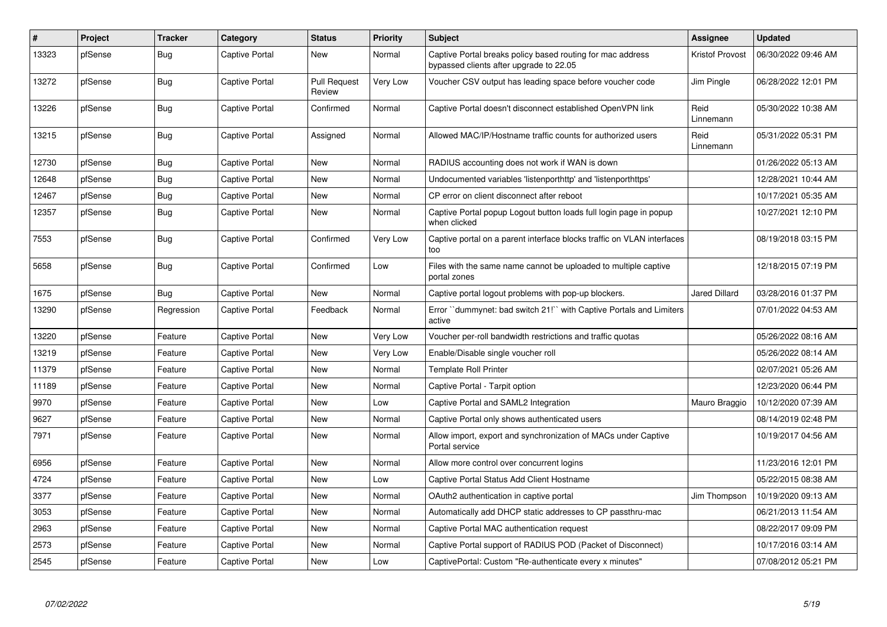| # | Project | Tracker | Category | Status | Priority | Subject | Assignee | Updated |
|---|---|---|---|---|---|---|---|---|
| 13323 | pfSense | Bug | Captive Portal | New | Normal | Captive Portal breaks policy based routing for mac address bypassed clients after upgrade to 22.05 | Kristof Provost | 06/30/2022 09:46 AM |
| 13272 | pfSense | Bug | Captive Portal | Pull Request Review | Very Low | Voucher CSV output has leading space before voucher code | Jim Pingle | 06/28/2022 12:01 PM |
| 13226 | pfSense | Bug | Captive Portal | Confirmed | Normal | Captive Portal doesn't disconnect established OpenVPN link | Reid Linnemann | 05/30/2022 10:38 AM |
| 13215 | pfSense | Bug | Captive Portal | Assigned | Normal | Allowed MAC/IP/Hostname traffic counts for authorized users | Reid Linnemann | 05/31/2022 05:31 PM |
| 12730 | pfSense | Bug | Captive Portal | New | Normal | RADIUS accounting does not work if WAN is down | | 01/26/2022 05:13 AM |
| 12648 | pfSense | Bug | Captive Portal | New | Normal | Undocumented variables 'listenporthttp' and 'listenporthttps' | | 12/28/2021 10:44 AM |
| 12467 | pfSense | Bug | Captive Portal | New | Normal | CP error on client disconnect after reboot | | 10/17/2021 05:35 AM |
| 12357 | pfSense | Bug | Captive Portal | New | Normal | Captive Portal popup Logout button loads full login page in popup when clicked | | 10/27/2021 12:10 PM |
| 7553 | pfSense | Bug | Captive Portal | Confirmed | Very Low | Captive portal on a parent interface blocks traffic on VLAN interfaces too | | 08/19/2018 03:15 PM |
| 5658 | pfSense | Bug | Captive Portal | Confirmed | Low | Files with the same name cannot be uploaded to multiple captive portal zones | | 12/18/2015 07:19 PM |
| 1675 | pfSense | Bug | Captive Portal | New | Normal | Captive portal logout problems with pop-up blockers. | Jared Dillard | 03/28/2016 01:37 PM |
| 13290 | pfSense | Regression | Captive Portal | Feedback | Normal | Error ``dummynet: bad switch 21!`` with Captive Portals and Limiters active | | 07/01/2022 04:53 AM |
| 13220 | pfSense | Feature | Captive Portal | New | Very Low | Voucher per-roll bandwidth restrictions and traffic quotas | | 05/26/2022 08:16 AM |
| 13219 | pfSense | Feature | Captive Portal | New | Very Low | Enable/Disable single voucher roll | | 05/26/2022 08:14 AM |
| 11379 | pfSense | Feature | Captive Portal | New | Normal | Template Roll Printer | | 02/07/2021 05:26 AM |
| 11189 | pfSense | Feature | Captive Portal | New | Normal | Captive Portal - Tarpit option | | 12/23/2020 06:44 PM |
| 9970 | pfSense | Feature | Captive Portal | New | Low | Captive Portal and SAML2 Integration | Mauro Braggio | 10/12/2020 07:39 AM |
| 9627 | pfSense | Feature | Captive Portal | New | Normal | Captive Portal only shows authenticated users | | 08/14/2019 02:48 PM |
| 7971 | pfSense | Feature | Captive Portal | New | Normal | Allow import, export and synchronization of MACs under Captive Portal service | | 10/19/2017 04:56 AM |
| 6956 | pfSense | Feature | Captive Portal | New | Normal | Allow more control over concurrent logins | | 11/23/2016 12:01 PM |
| 4724 | pfSense | Feature | Captive Portal | New | Low | Captive Portal Status Add Client Hostname | | 05/22/2015 08:38 AM |
| 3377 | pfSense | Feature | Captive Portal | New | Normal | OAuth2 authentication in captive portal | Jim Thompson | 10/19/2020 09:13 AM |
| 3053 | pfSense | Feature | Captive Portal | New | Normal | Automatically add DHCP static addresses to CP passthru-mac | | 06/21/2013 11:54 AM |
| 2963 | pfSense | Feature | Captive Portal | New | Normal | Captive Portal MAC authentication request | | 08/22/2017 09:09 PM |
| 2573 | pfSense | Feature | Captive Portal | New | Normal | Captive Portal support of RADIUS POD (Packet of Disconnect) | | 10/17/2016 03:14 AM |
| 2545 | pfSense | Feature | Captive Portal | New | Low | CaptivePortal: Custom "Re-authenticate every x minutes" | | 07/08/2012 05:21 PM |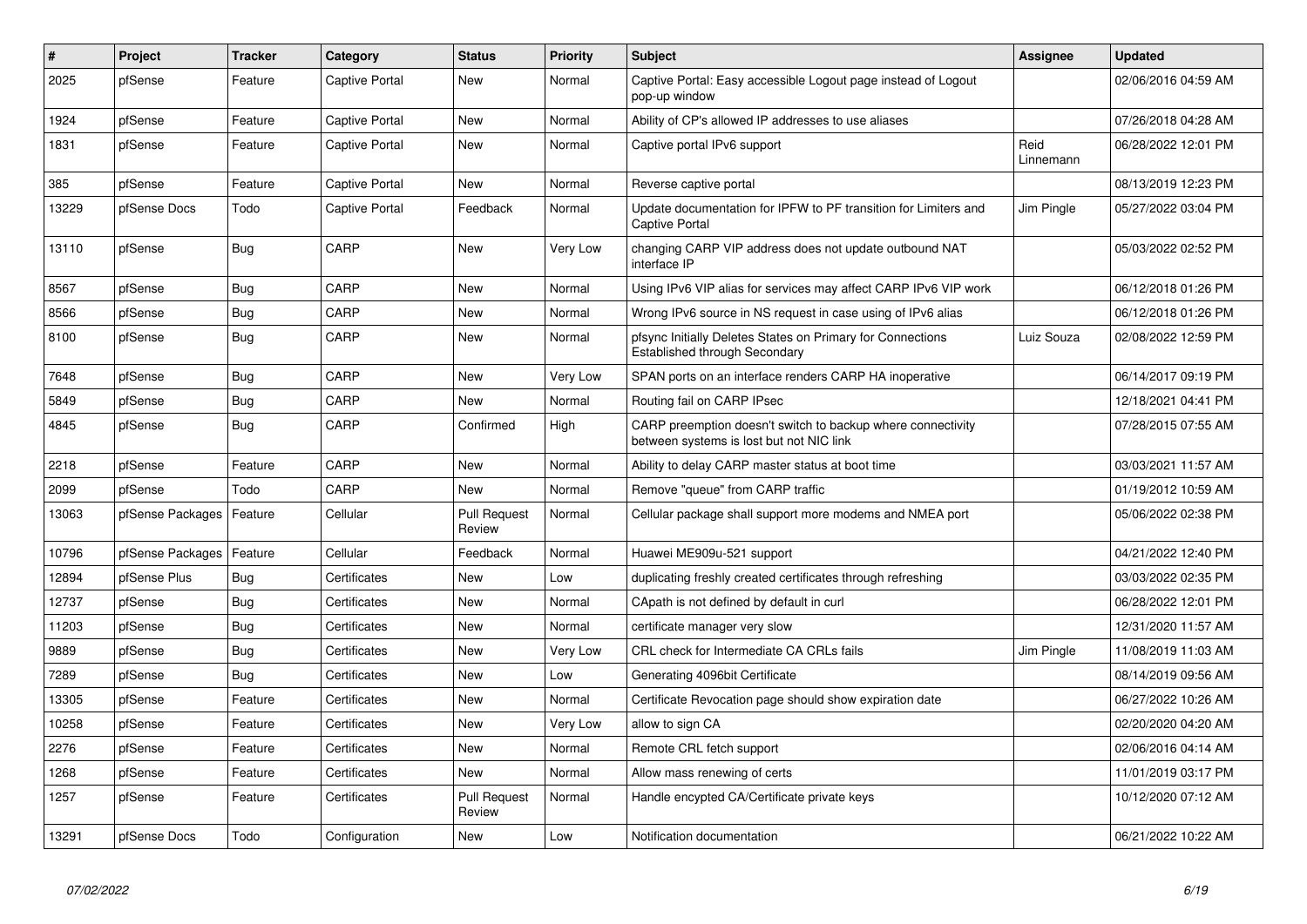| # | Project | Tracker | Category | Status | Priority | Subject | Assignee | Updated |
|---|---|---|---|---|---|---|---|---|
| 2025 | pfSense | Feature | Captive Portal | New | Normal | Captive Portal: Easy accessible Logout page instead of Logout pop-up window | | 02/06/2016 04:59 AM |
| 1924 | pfSense | Feature | Captive Portal | New | Normal | Ability of CP's allowed IP addresses to use aliases | | 07/26/2018 04:28 AM |
| 1831 | pfSense | Feature | Captive Portal | New | Normal | Captive portal IPv6 support | Reid Linnemann | 06/28/2022 12:01 PM |
| 385 | pfSense | Feature | Captive Portal | New | Normal | Reverse captive portal | | 08/13/2019 12:23 PM |
| 13229 | pfSense Docs | Todo | Captive Portal | Feedback | Normal | Update documentation for IPFW to PF transition for Limiters and Captive Portal | Jim Pingle | 05/27/2022 03:04 PM |
| 13110 | pfSense | Bug | CARP | New | Very Low | changing CARP VIP address does not update outbound NAT interface IP | | 05/03/2022 02:52 PM |
| 8567 | pfSense | Bug | CARP | New | Normal | Using IPv6 VIP alias for services may affect CARP IPv6 VIP work | | 06/12/2018 01:26 PM |
| 8566 | pfSense | Bug | CARP | New | Normal | Wrong IPv6 source in NS request in case using of IPv6 alias | | 06/12/2018 01:26 PM |
| 8100 | pfSense | Bug | CARP | New | Normal | pfsync Initially Deletes States on Primary for Connections Established through Secondary | Luiz Souza | 02/08/2022 12:59 PM |
| 7648 | pfSense | Bug | CARP | New | Very Low | SPAN ports on an interface renders CARP HA inoperative | | 06/14/2017 09:19 PM |
| 5849 | pfSense | Bug | CARP | New | Normal | Routing fail on CARP IPsec | | 12/18/2021 04:41 PM |
| 4845 | pfSense | Bug | CARP | Confirmed | High | CARP preemption doesn't switch to backup where connectivity between systems is lost but not NIC link | | 07/28/2015 07:55 AM |
| 2218 | pfSense | Feature | CARP | New | Normal | Ability to delay CARP master status at boot time | | 03/03/2021 11:57 AM |
| 2099 | pfSense | Todo | CARP | New | Normal | Remove "queue" from CARP traffic | | 01/19/2012 10:59 AM |
| 13063 | pfSense Packages | Feature | Cellular | Pull Request Review | Normal | Cellular package shall support more modems and NMEA port | | 05/06/2022 02:38 PM |
| 10796 | pfSense Packages | Feature | Cellular | Feedback | Normal | Huawei ME909u-521 support | | 04/21/2022 12:40 PM |
| 12894 | pfSense Plus | Bug | Certificates | New | Low | duplicating freshly created certificates through refreshing | | 03/03/2022 02:35 PM |
| 12737 | pfSense | Bug | Certificates | New | Normal | CApath is not defined by default in curl | | 06/28/2022 12:01 PM |
| 11203 | pfSense | Bug | Certificates | New | Normal | certificate manager very slow | | 12/31/2020 11:57 AM |
| 9889 | pfSense | Bug | Certificates | New | Very Low | CRL check for Intermediate CA CRLs fails | Jim Pingle | 11/08/2019 11:03 AM |
| 7289 | pfSense | Bug | Certificates | New | Low | Generating 4096bit Certificate | | 08/14/2019 09:56 AM |
| 13305 | pfSense | Feature | Certificates | New | Normal | Certificate Revocation page should show expiration date | | 06/27/2022 10:26 AM |
| 10258 | pfSense | Feature | Certificates | New | Very Low | allow to sign CA | | 02/20/2020 04:20 AM |
| 2276 | pfSense | Feature | Certificates | New | Normal | Remote CRL fetch support | | 02/06/2016 04:14 AM |
| 1268 | pfSense | Feature | Certificates | New | Normal | Allow mass renewing of certs | | 11/01/2019 03:17 PM |
| 1257 | pfSense | Feature | Certificates | Pull Request Review | Normal | Handle encypted CA/Certificate private keys | | 10/12/2020 07:12 AM |
| 13291 | pfSense Docs | Todo | Configuration | New | Low | Notification documentation | | 06/21/2022 10:22 AM |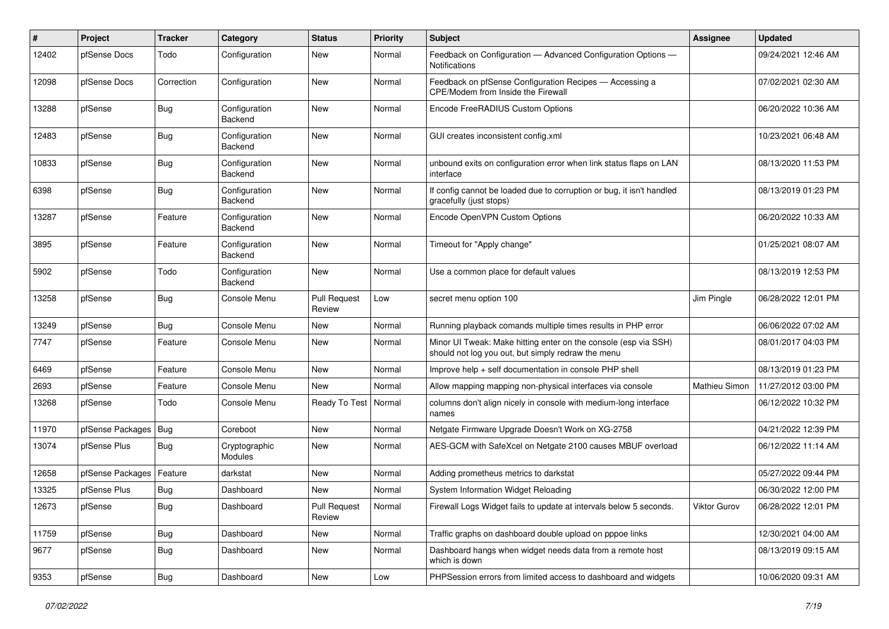| # | Project | Tracker | Category | Status | Priority | Subject | Assignee | Updated |
|---|---|---|---|---|---|---|---|---|
| 12402 | pfSense Docs | Todo | Configuration | New | Normal | Feedback on Configuration — Advanced Configuration Options — Notifications | | 09/24/2021 12:46 AM |
| 12098 | pfSense Docs | Correction | Configuration | New | Normal | Feedback on pfSense Configuration Recipes — Accessing a CPE/Modem from Inside the Firewall | | 07/02/2021 02:30 AM |
| 13288 | pfSense | Bug | Configuration Backend | New | Normal | Encode FreeRADIUS Custom Options | | 06/20/2022 10:36 AM |
| 12483 | pfSense | Bug | Configuration Backend | New | Normal | GUI creates inconsistent config.xml | | 10/23/2021 06:48 AM |
| 10833 | pfSense | Bug | Configuration Backend | New | Normal | unbound exits on configuration error when link status flaps on LAN interface | | 08/13/2020 11:53 PM |
| 6398 | pfSense | Bug | Configuration Backend | New | Normal | If config cannot be loaded due to corruption or bug, it isn't handled gracefully (just stops) | | 08/13/2019 01:23 PM |
| 13287 | pfSense | Feature | Configuration Backend | New | Normal | Encode OpenVPN Custom Options | | 06/20/2022 10:33 AM |
| 3895 | pfSense | Feature | Configuration Backend | New | Normal | Timeout for "Apply change" | | 01/25/2021 08:07 AM |
| 5902 | pfSense | Todo | Configuration Backend | New | Normal | Use a common place for default values | | 08/13/2019 12:53 PM |
| 13258 | pfSense | Bug | Console Menu | Pull Request Review | Low | secret menu option 100 | Jim Pingle | 06/28/2022 12:01 PM |
| 13249 | pfSense | Bug | Console Menu | New | Normal | Running playback comands multiple times results in PHP error | | 06/06/2022 07:02 AM |
| 7747 | pfSense | Feature | Console Menu | New | Normal | Minor UI Tweak: Make hitting enter on the console (esp via SSH) should not log you out, but simply redraw the menu | | 08/01/2017 04:03 PM |
| 6469 | pfSense | Feature | Console Menu | New | Normal | Improve help + self documentation in console PHP shell | | 08/13/2019 01:23 PM |
| 2693 | pfSense | Feature | Console Menu | New | Normal | Allow mapping mapping non-physical interfaces via console | Mathieu Simon | 11/27/2012 03:00 PM |
| 13268 | pfSense | Todo | Console Menu | Ready To Test | Normal | columns don't align nicely in console with medium-long interface names | | 06/12/2022 10:32 PM |
| 11970 | pfSense Packages | Bug | Coreboot | New | Normal | Netgate Firmware Upgrade Doesn't Work on XG-2758 | | 04/21/2022 12:39 PM |
| 13074 | pfSense Plus | Bug | Cryptographic Modules | New | Normal | AES-GCM with SafeXcel on Netgate 2100 causes MBUF overload | | 06/12/2022 11:14 AM |
| 12658 | pfSense Packages | Feature | darkstat | New | Normal | Adding prometheus metrics to darkstat | | 05/27/2022 09:44 PM |
| 13325 | pfSense Plus | Bug | Dashboard | New | Normal | System Information Widget Reloading | | 06/30/2022 12:00 PM |
| 12673 | pfSense | Bug | Dashboard | Pull Request Review | Normal | Firewall Logs Widget fails to update at intervals below 5 seconds. | Viktor Gurov | 06/28/2022 12:01 PM |
| 11759 | pfSense | Bug | Dashboard | New | Normal | Traffic graphs on dashboard double upload on pppoe links | | 12/30/2021 04:00 AM |
| 9677 | pfSense | Bug | Dashboard | New | Normal | Dashboard hangs when widget needs data from a remote host which is down | | 08/13/2019 09:15 AM |
| 9353 | pfSense | Bug | Dashboard | New | Low | PHPSession errors from limited access to dashboard and widgets | | 10/06/2020 09:31 AM |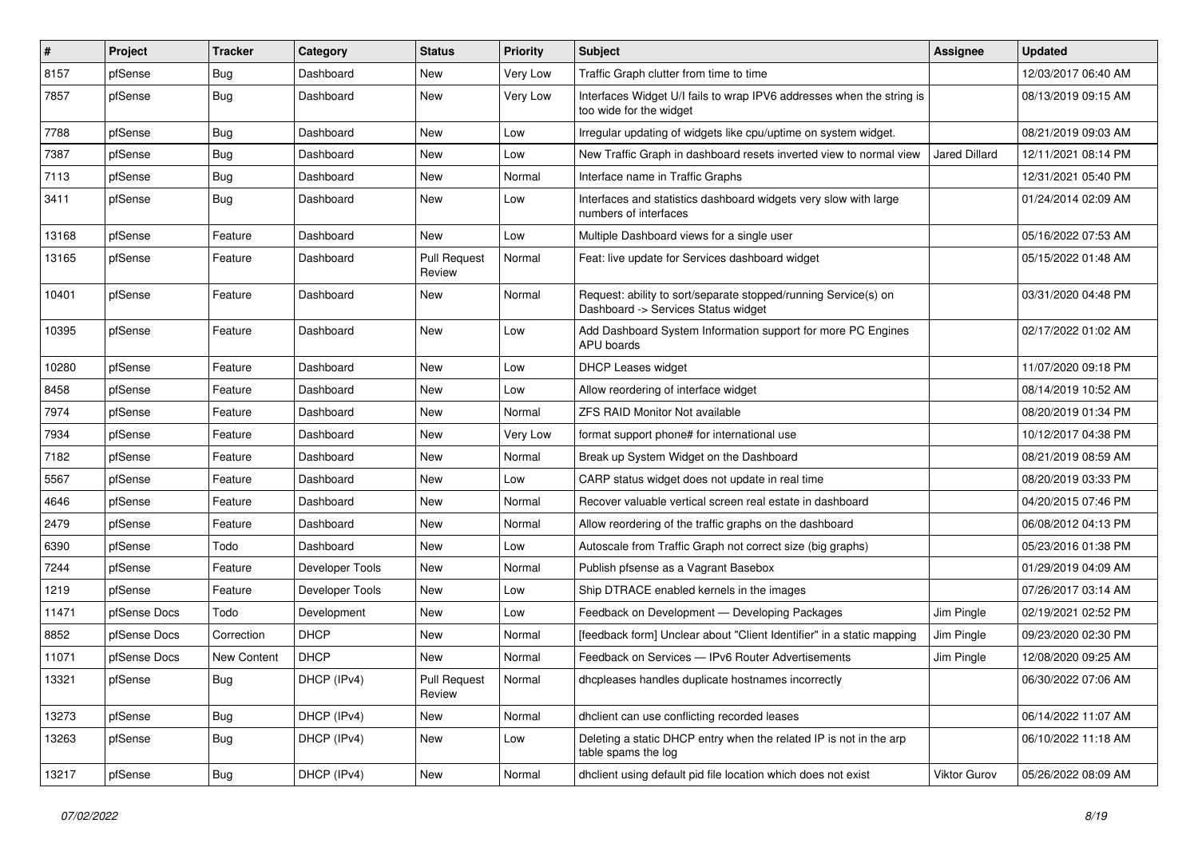| # | Project | Tracker | Category | Status | Priority | Subject | Assignee | Updated |
|---|---|---|---|---|---|---|---|---|
| 8157 | pfSense | Bug | Dashboard | New | Very Low | Traffic Graph clutter from time to time | | 12/03/2017 06:40 AM |
| 7857 | pfSense | Bug | Dashboard | New | Very Low | Interfaces Widget U/I fails to wrap IPV6 addresses when the string is too wide for the widget | | 08/13/2019 09:15 AM |
| 7788 | pfSense | Bug | Dashboard | New | Low | Irregular updating of widgets like cpu/uptime on system widget. | | 08/21/2019 09:03 AM |
| 7387 | pfSense | Bug | Dashboard | New | Low | New Traffic Graph in dashboard resets inverted view to normal view | Jared Dillard | 12/11/2021 08:14 PM |
| 7113 | pfSense | Bug | Dashboard | New | Normal | Interface name in Traffic Graphs | | 12/31/2021 05:40 PM |
| 3411 | pfSense | Bug | Dashboard | New | Low | Interfaces and statistics dashboard widgets very slow with large numbers of interfaces | | 01/24/2014 02:09 AM |
| 13168 | pfSense | Feature | Dashboard | New | Low | Multiple Dashboard views for a single user | | 05/16/2022 07:53 AM |
| 13165 | pfSense | Feature | Dashboard | Pull Request Review | Normal | Feat: live update for Services dashboard widget | | 05/15/2022 01:48 AM |
| 10401 | pfSense | Feature | Dashboard | New | Normal | Request: ability to sort/separate stopped/running Service(s) on Dashboard -> Services Status widget | | 03/31/2020 04:48 PM |
| 10395 | pfSense | Feature | Dashboard | New | Low | Add Dashboard System Information support for more PC Engines APU boards | | 02/17/2022 01:02 AM |
| 10280 | pfSense | Feature | Dashboard | New | Low | DHCP Leases widget | | 11/07/2020 09:18 PM |
| 8458 | pfSense | Feature | Dashboard | New | Low | Allow reordering of interface widget | | 08/14/2019 10:52 AM |
| 7974 | pfSense | Feature | Dashboard | New | Normal | ZFS RAID Monitor Not available | | 08/20/2019 01:34 PM |
| 7934 | pfSense | Feature | Dashboard | New | Very Low | format support phone# for international use | | 10/12/2017 04:38 PM |
| 7182 | pfSense | Feature | Dashboard | New | Normal | Break up System Widget on the Dashboard | | 08/21/2019 08:59 AM |
| 5567 | pfSense | Feature | Dashboard | New | Low | CARP status widget does not update in real time | | 08/20/2019 03:33 PM |
| 4646 | pfSense | Feature | Dashboard | New | Normal | Recover valuable vertical screen real estate in dashboard | | 04/20/2015 07:46 PM |
| 2479 | pfSense | Feature | Dashboard | New | Normal | Allow reordering of the traffic graphs on the dashboard | | 06/08/2012 04:13 PM |
| 6390 | pfSense | Todo | Dashboard | New | Low | Autoscale from Traffic Graph not correct size (big graphs) | | 05/23/2016 01:38 PM |
| 7244 | pfSense | Feature | Developer Tools | New | Normal | Publish pfsense as a Vagrant Basebox | | 01/29/2019 04:09 AM |
| 1219 | pfSense | Feature | Developer Tools | New | Low | Ship DTRACE enabled kernels in the images | | 07/26/2017 03:14 AM |
| 11471 | pfSense Docs | Todo | Development | New | Low | Feedback on Development — Developing Packages | Jim Pingle | 02/19/2021 02:52 PM |
| 8852 | pfSense Docs | Correction | DHCP | New | Normal | [feedback form] Unclear about "Client Identifier" in a static mapping | Jim Pingle | 09/23/2020 02:30 PM |
| 11071 | pfSense Docs | New Content | DHCP | New | Normal | Feedback on Services — IPv6 Router Advertisements | Jim Pingle | 12/08/2020 09:25 AM |
| 13321 | pfSense | Bug | DHCP (IPv4) | Pull Request Review | Normal | dhcpleases handles duplicate hostnames incorrectly | | 06/30/2022 07:06 AM |
| 13273 | pfSense | Bug | DHCP (IPv4) | New | Normal | dhclient can use conflicting recorded leases | | 06/14/2022 11:07 AM |
| 13263 | pfSense | Bug | DHCP (IPv4) | New | Low | Deleting a static DHCP entry when the related IP is not in the arp table spams the log | | 06/10/2022 11:18 AM |
| 13217 | pfSense | Bug | DHCP (IPv4) | New | Normal | dhclient using default pid file location which does not exist | Viktor Gurov | 05/26/2022 08:09 AM |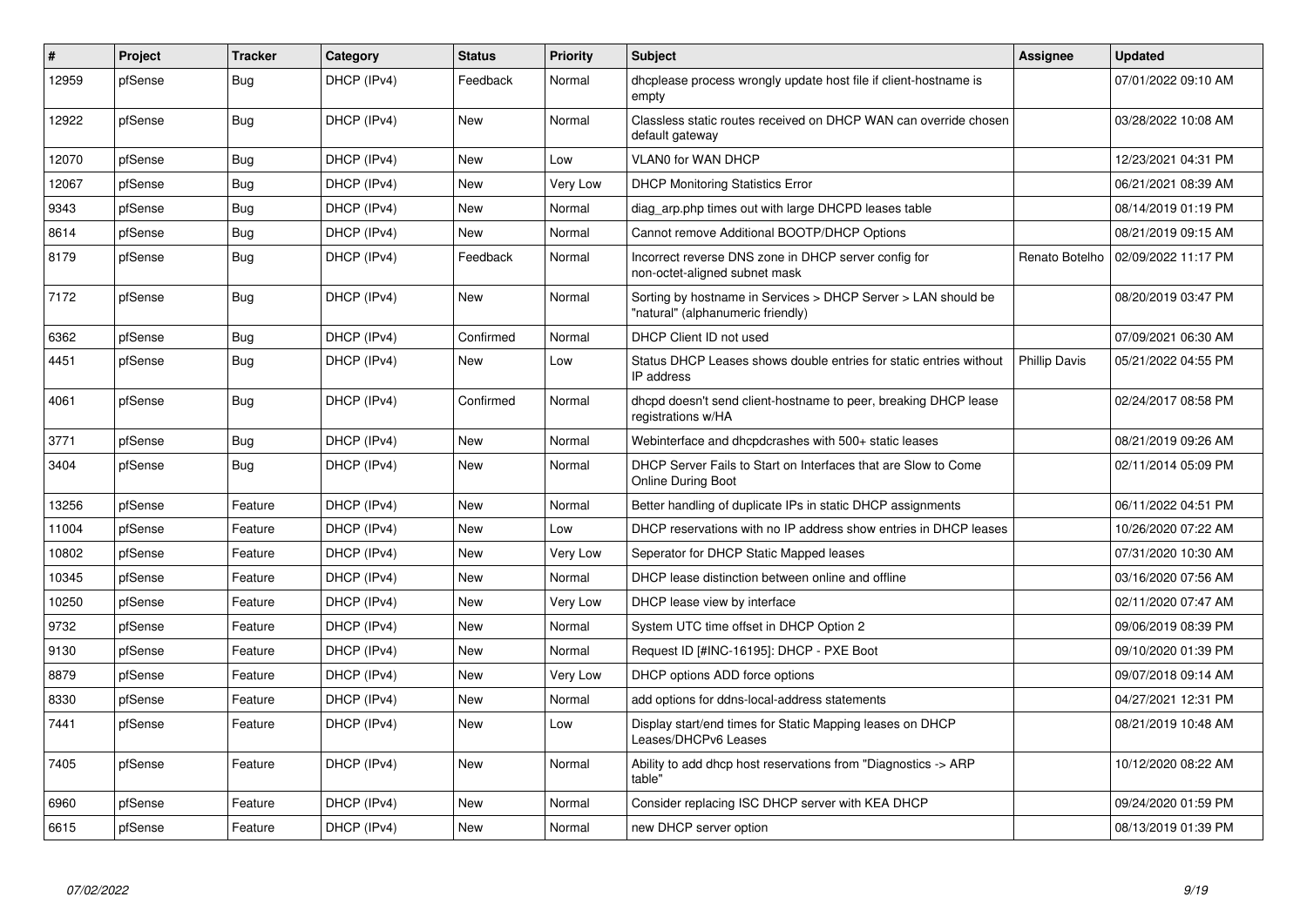| # | Project | Tracker | Category | Status | Priority | Subject | Assignee | Updated |
|---|---|---|---|---|---|---|---|---|
| 12959 | pfSense | Bug | DHCP (IPv4) | Feedback | Normal | dhcplease process wrongly update host file if client-hostname is empty | | 07/01/2022 09:10 AM |
| 12922 | pfSense | Bug | DHCP (IPv4) | New | Normal | Classless static routes received on DHCP WAN can override chosen default gateway | | 03/28/2022 10:08 AM |
| 12070 | pfSense | Bug | DHCP (IPv4) | New | Low | VLAN0 for WAN DHCP | | 12/23/2021 04:31 PM |
| 12067 | pfSense | Bug | DHCP (IPv4) | New | Very Low | DHCP Monitoring Statistics Error | | 06/21/2021 08:39 AM |
| 9343 | pfSense | Bug | DHCP (IPv4) | New | Normal | diag_arp.php times out with large DHCPD leases table | | 08/14/2019 01:19 PM |
| 8614 | pfSense | Bug | DHCP (IPv4) | New | Normal | Cannot remove Additional BOOTP/DHCP Options | | 08/21/2019 09:15 AM |
| 8179 | pfSense | Bug | DHCP (IPv4) | Feedback | Normal | Incorrect reverse DNS zone in DHCP server config for non-octet-aligned subnet mask | Renato Botelho | 02/09/2022 11:17 PM |
| 7172 | pfSense | Bug | DHCP (IPv4) | New | Normal | Sorting by hostname in Services > DHCP Server > LAN should be "natural" (alphanumeric friendly) | | 08/20/2019 03:47 PM |
| 6362 | pfSense | Bug | DHCP (IPv4) | Confirmed | Normal | DHCP Client ID not used | | 07/09/2021 06:30 AM |
| 4451 | pfSense | Bug | DHCP (IPv4) | New | Low | Status DHCP Leases shows double entries for static entries without IP address | Phillip Davis | 05/21/2022 04:55 PM |
| 4061 | pfSense | Bug | DHCP (IPv4) | Confirmed | Normal | dhcpd doesn't send client-hostname to peer, breaking DHCP lease registrations w/HA | | 02/24/2017 08:58 PM |
| 3771 | pfSense | Bug | DHCP (IPv4) | New | Normal | Webinterface and dhcpdcrashes with 500+ static leases | | 08/21/2019 09:26 AM |
| 3404 | pfSense | Bug | DHCP (IPv4) | New | Normal | DHCP Server Fails to Start on Interfaces that are Slow to Come Online During Boot | | 02/11/2014 05:09 PM |
| 13256 | pfSense | Feature | DHCP (IPv4) | New | Normal | Better handling of duplicate IPs in static DHCP assignments | | 06/11/2022 04:51 PM |
| 11004 | pfSense | Feature | DHCP (IPv4) | New | Low | DHCP reservations with no IP address show entries in DHCP leases | | 10/26/2020 07:22 AM |
| 10802 | pfSense | Feature | DHCP (IPv4) | New | Very Low | Seperator for DHCP Static Mapped leases | | 07/31/2020 10:30 AM |
| 10345 | pfSense | Feature | DHCP (IPv4) | New | Normal | DHCP lease distinction between online and offline | | 03/16/2020 07:56 AM |
| 10250 | pfSense | Feature | DHCP (IPv4) | New | Very Low | DHCP lease view by interface | | 02/11/2020 07:47 AM |
| 9732 | pfSense | Feature | DHCP (IPv4) | New | Normal | System UTC time offset in DHCP Option 2 | | 09/06/2019 08:39 PM |
| 9130 | pfSense | Feature | DHCP (IPv4) | New | Normal | Request ID [#INC-16195]: DHCP - PXE Boot | | 09/10/2020 01:39 PM |
| 8879 | pfSense | Feature | DHCP (IPv4) | New | Very Low | DHCP options ADD force options | | 09/07/2018 09:14 AM |
| 8330 | pfSense | Feature | DHCP (IPv4) | New | Normal | add options for ddns-local-address statements | | 04/27/2021 12:31 PM |
| 7441 | pfSense | Feature | DHCP (IPv4) | New | Low | Display start/end times for Static Mapping leases on DHCP Leases/DHCPv6 Leases | | 08/21/2019 10:48 AM |
| 7405 | pfSense | Feature | DHCP (IPv4) | New | Normal | Ability to add dhcp host reservations from "Diagnostics -> ARP table" | | 10/12/2020 08:22 AM |
| 6960 | pfSense | Feature | DHCP (IPv4) | New | Normal | Consider replacing ISC DHCP server with KEA DHCP | | 09/24/2020 01:59 PM |
| 6615 | pfSense | Feature | DHCP (IPv4) | New | Normal | new DHCP server option | | 08/13/2019 01:39 PM |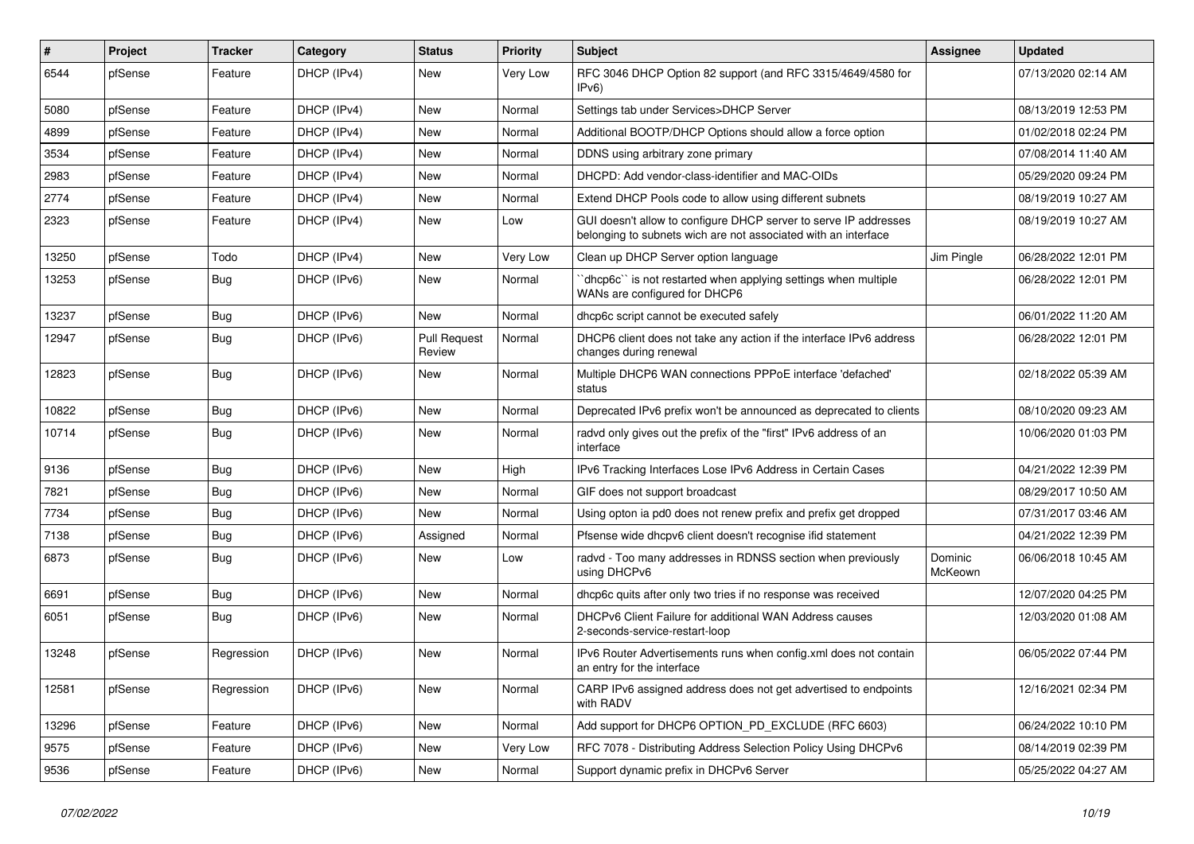| # | Project | Tracker | Category | Status | Priority | Subject | Assignee | Updated |
|---|---|---|---|---|---|---|---|---|
| 6544 | pfSense | Feature | DHCP (IPv4) | New | Very Low | RFC 3046 DHCP Option 82 support (and RFC 3315/4649/4580 for IPv6) | | 07/13/2020 02:14 AM |
| 5080 | pfSense | Feature | DHCP (IPv4) | New | Normal | Settings tab under Services>DHCP Server | | 08/13/2019 12:53 PM |
| 4899 | pfSense | Feature | DHCP (IPv4) | New | Normal | Additional BOOTP/DHCP Options should allow a force option | | 01/02/2018 02:24 PM |
| 3534 | pfSense | Feature | DHCP (IPv4) | New | Normal | DDNS using arbitrary zone primary | | 07/08/2014 11:40 AM |
| 2983 | pfSense | Feature | DHCP (IPv4) | New | Normal | DHCPD: Add vendor-class-identifier and MAC-OIDs | | 05/29/2020 09:24 PM |
| 2774 | pfSense | Feature | DHCP (IPv4) | New | Normal | Extend DHCP Pools code to allow using different subnets | | 08/19/2019 10:27 AM |
| 2323 | pfSense | Feature | DHCP (IPv4) | New | Low | GUI doesn't allow to configure DHCP server to serve IP addresses belonging to subnets wich are not associated with an interface | | 08/19/2019 10:27 AM |
| 13250 | pfSense | Todo | DHCP (IPv4) | New | Very Low | Clean up DHCP Server option language | Jim Pingle | 06/28/2022 12:01 PM |
| 13253 | pfSense | Bug | DHCP (IPv6) | New | Normal | ``dhcp6c`` is not restarted when applying settings when multiple WANs are configured for DHCP6 | | 06/28/2022 12:01 PM |
| 13237 | pfSense | Bug | DHCP (IPv6) | New | Normal | dhcp6c script cannot be executed safely | | 06/01/2022 11:20 AM |
| 12947 | pfSense | Bug | DHCP (IPv6) | Pull Request Review | Normal | DHCP6 client does not take any action if the interface IPv6 address changes during renewal | | 06/28/2022 12:01 PM |
| 12823 | pfSense | Bug | DHCP (IPv6) | New | Normal | Multiple DHCP6 WAN connections PPPoE interface 'defached' status | | 02/18/2022 05:39 AM |
| 10822 | pfSense | Bug | DHCP (IPv6) | New | Normal | Deprecated IPv6 prefix won't be announced as deprecated to clients | | 08/10/2020 09:23 AM |
| 10714 | pfSense | Bug | DHCP (IPv6) | New | Normal | radvd only gives out the prefix of the "first" IPv6 address of an interface | | 10/06/2020 01:03 PM |
| 9136 | pfSense | Bug | DHCP (IPv6) | New | High | IPv6 Tracking Interfaces Lose IPv6 Address in Certain Cases | | 04/21/2022 12:39 PM |
| 7821 | pfSense | Bug | DHCP (IPv6) | New | Normal | GIF does not support broadcast | | 08/29/2017 10:50 AM |
| 7734 | pfSense | Bug | DHCP (IPv6) | New | Normal | Using opton ia pd0 does not renew prefix and prefix get dropped | | 07/31/2017 03:46 AM |
| 7138 | pfSense | Bug | DHCP (IPv6) | Assigned | Normal | Pfsense wide dhcpv6 client doesn't recognise ifid statement | | 04/21/2022 12:39 PM |
| 6873 | pfSense | Bug | DHCP (IPv6) | New | Low | radvd - Too many addresses in RDNSS section when previously using DHCPv6 | Dominic McKeown | 06/06/2018 10:45 AM |
| 6691 | pfSense | Bug | DHCP (IPv6) | New | Normal | dhcp6c quits after only two tries if no response was received | | 12/07/2020 04:25 PM |
| 6051 | pfSense | Bug | DHCP (IPv6) | New | Normal | DHCPv6 Client Failure for additional WAN Address causes 2-seconds-service-restart-loop | | 12/03/2020 01:08 AM |
| 13248 | pfSense | Regression | DHCP (IPv6) | New | Normal | IPv6 Router Advertisements runs when config.xml does not contain an entry for the interface | | 06/05/2022 07:44 PM |
| 12581 | pfSense | Regression | DHCP (IPv6) | New | Normal | CARP IPv6 assigned address does not get advertised to endpoints with RADV | | 12/16/2021 02:34 PM |
| 13296 | pfSense | Feature | DHCP (IPv6) | New | Normal | Add support for DHCP6 OPTION_PD_EXCLUDE (RFC 6603) | | 06/24/2022 10:10 PM |
| 9575 | pfSense | Feature | DHCP (IPv6) | New | Very Low | RFC 7078 - Distributing Address Selection Policy Using DHCPv6 | | 08/14/2019 02:39 PM |
| 9536 | pfSense | Feature | DHCP (IPv6) | New | Normal | Support dynamic prefix in DHCPv6 Server | | 05/25/2022 04:27 AM |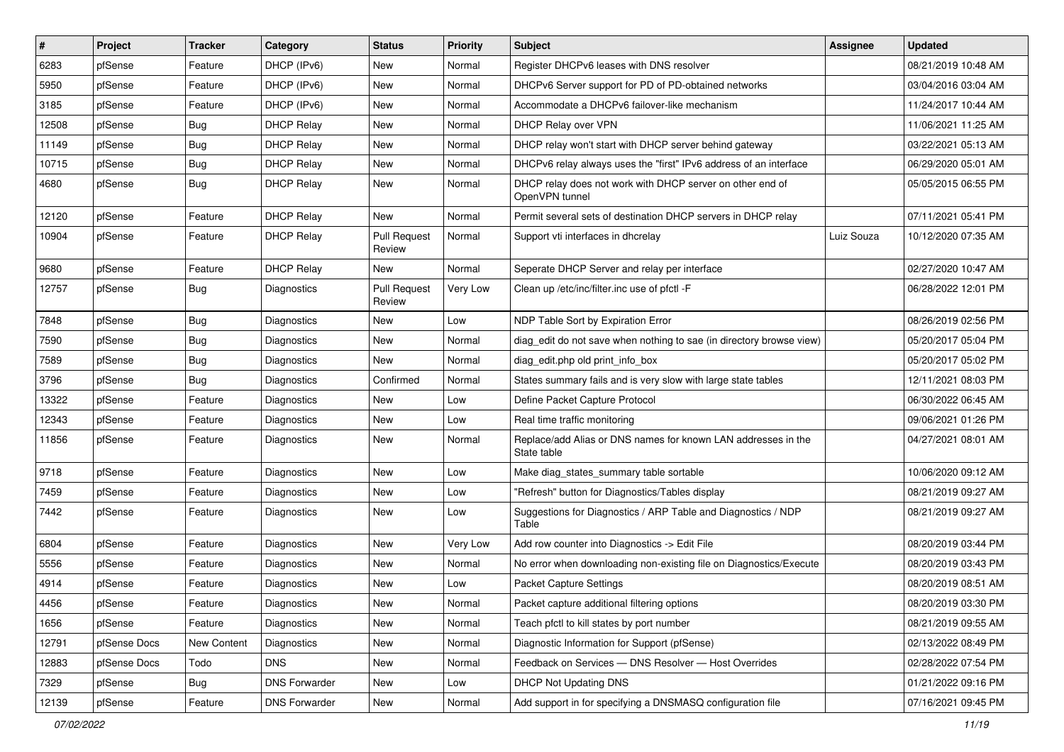| # | Project | Tracker | Category | Status | Priority | Subject | Assignee | Updated |
|---|---|---|---|---|---|---|---|---|
| 6283 | pfSense | Feature | DHCP (IPv6) | New | Normal | Register DHCPv6 leases with DNS resolver | | 08/21/2019 10:48 AM |
| 5950 | pfSense | Feature | DHCP (IPv6) | New | Normal | DHCPv6 Server support for PD of PD-obtained networks | | 03/04/2016 03:04 AM |
| 3185 | pfSense | Feature | DHCP (IPv6) | New | Normal | Accommodate a DHCPv6 failover-like mechanism | | 11/24/2017 10:44 AM |
| 12508 | pfSense | Bug | DHCP Relay | New | Normal | DHCP Relay over VPN | | 11/06/2021 11:25 AM |
| 11149 | pfSense | Bug | DHCP Relay | New | Normal | DHCP relay won't start with DHCP server behind gateway | | 03/22/2021 05:13 AM |
| 10715 | pfSense | Bug | DHCP Relay | New | Normal | DHCPv6 relay always uses the "first" IPv6 address of an interface | | 06/29/2020 05:01 AM |
| 4680 | pfSense | Bug | DHCP Relay | New | Normal | DHCP relay does not work with DHCP server on other end of OpenVPN tunnel | | 05/05/2015 06:55 PM |
| 12120 | pfSense | Feature | DHCP Relay | New | Normal | Permit several sets of destination DHCP servers in DHCP relay | | 07/11/2021 05:41 PM |
| 10904 | pfSense | Feature | DHCP Relay | Pull Request Review | Normal | Support vti interfaces in dhcrelay | Luiz Souza | 10/12/2020 07:35 AM |
| 9680 | pfSense | Feature | DHCP Relay | New | Normal | Seperate DHCP Server and relay per interface | | 02/27/2020 10:47 AM |
| 12757 | pfSense | Bug | Diagnostics | Pull Request Review | Very Low | Clean up /etc/inc/filter.inc use of pfctl -F | | 06/28/2022 12:01 PM |
| 7848 | pfSense | Bug | Diagnostics | New | Low | NDP Table Sort by Expiration Error | | 08/26/2019 02:56 PM |
| 7590 | pfSense | Bug | Diagnostics | New | Normal | diag_edit do not save when nothing to sae (in directory browse view) | | 05/20/2017 05:04 PM |
| 7589 | pfSense | Bug | Diagnostics | New | Normal | diag_edit.php old print_info_box | | 05/20/2017 05:02 PM |
| 3796 | pfSense | Bug | Diagnostics | Confirmed | Normal | States summary fails and is very slow with large state tables | | 12/11/2021 08:03 PM |
| 13322 | pfSense | Feature | Diagnostics | New | Low | Define Packet Capture Protocol | | 06/30/2022 06:45 AM |
| 12343 | pfSense | Feature | Diagnostics | New | Low | Real time traffic monitoring | | 09/06/2021 01:26 PM |
| 11856 | pfSense | Feature | Diagnostics | New | Normal | Replace/add Alias or DNS names for known LAN addresses in the State table | | 04/27/2021 08:01 AM |
| 9718 | pfSense | Feature | Diagnostics | New | Low | Make diag_states_summary table sortable | | 10/06/2020 09:12 AM |
| 7459 | pfSense | Feature | Diagnostics | New | Low | "Refresh" button for Diagnostics/Tables display | | 08/21/2019 09:27 AM |
| 7442 | pfSense | Feature | Diagnostics | New | Low | Suggestions for Diagnostics / ARP Table and Diagnostics / NDP Table | | 08/21/2019 09:27 AM |
| 6804 | pfSense | Feature | Diagnostics | New | Very Low | Add row counter into Diagnostics -> Edit File | | 08/20/2019 03:44 PM |
| 5556 | pfSense | Feature | Diagnostics | New | Normal | No error when downloading non-existing file on Diagnostics/Execute | | 08/20/2019 03:43 PM |
| 4914 | pfSense | Feature | Diagnostics | New | Low | Packet Capture Settings | | 08/20/2019 08:51 AM |
| 4456 | pfSense | Feature | Diagnostics | New | Normal | Packet capture additional filtering options | | 08/20/2019 03:30 PM |
| 1656 | pfSense | Feature | Diagnostics | New | Normal | Teach pfctl to kill states by port number | | 08/21/2019 09:55 AM |
| 12791 | pfSense Docs | New Content | Diagnostics | New | Normal | Diagnostic Information for Support (pfSense) | | 02/13/2022 08:49 PM |
| 12883 | pfSense Docs | Todo | DNS | New | Normal | Feedback on Services — DNS Resolver — Host Overrides | | 02/28/2022 07:54 PM |
| 7329 | pfSense | Bug | DNS Forwarder | New | Low | DHCP Not Updating DNS | | 01/21/2022 09:16 PM |
| 12139 | pfSense | Feature | DNS Forwarder | New | Normal | Add support in for specifying a DNSMASQ configuration file | | 07/16/2021 09:45 PM |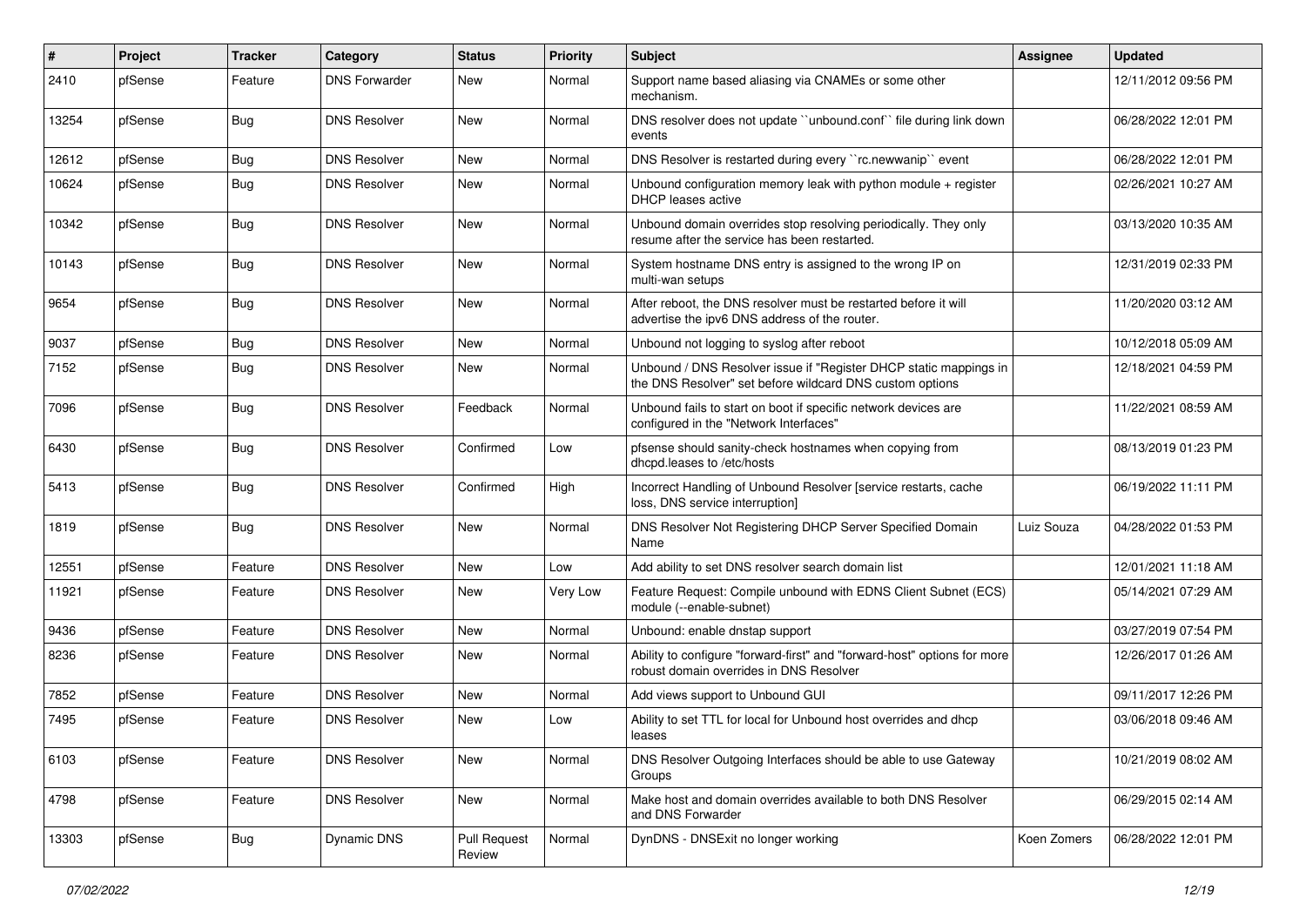| # | Project | Tracker | Category | Status | Priority | Subject | Assignee | Updated |
|---|---|---|---|---|---|---|---|---|
| 2410 | pfSense | Feature | DNS Forwarder | New | Normal | Support name based aliasing via CNAMEs or some other mechanism. | | 12/11/2012 09:56 PM |
| 13254 | pfSense | Bug | DNS Resolver | New | Normal | DNS resolver does not update ``unbound.conf`` file during link down events | | 06/28/2022 12:01 PM |
| 12612 | pfSense | Bug | DNS Resolver | New | Normal | DNS Resolver is restarted during every ``rc.newwanip`` event | | 06/28/2022 12:01 PM |
| 10624 | pfSense | Bug | DNS Resolver | New | Normal | Unbound configuration memory leak with python module + register DHCP leases active | | 02/26/2021 10:27 AM |
| 10342 | pfSense | Bug | DNS Resolver | New | Normal | Unbound domain overrides stop resolving periodically. They only resume after the service has been restarted. | | 03/13/2020 10:35 AM |
| 10143 | pfSense | Bug | DNS Resolver | New | Normal | System hostname DNS entry is assigned to the wrong IP on multi-wan setups | | 12/31/2019 02:33 PM |
| 9654 | pfSense | Bug | DNS Resolver | New | Normal | After reboot, the DNS resolver must be restarted before it will advertise the ipv6 DNS address of the router. | | 11/20/2020 03:12 AM |
| 9037 | pfSense | Bug | DNS Resolver | New | Normal | Unbound not logging to syslog after reboot | | 10/12/2018 05:09 AM |
| 7152 | pfSense | Bug | DNS Resolver | New | Normal | Unbound / DNS Resolver issue if "Register DHCP static mappings in the DNS Resolver" set before wildcard DNS custom options | | 12/18/2021 04:59 PM |
| 7096 | pfSense | Bug | DNS Resolver | Feedback | Normal | Unbound fails to start on boot if specific network devices are configured in the "Network Interfaces" | | 11/22/2021 08:59 AM |
| 6430 | pfSense | Bug | DNS Resolver | Confirmed | Low | pfsense should sanity-check hostnames when copying from dhcpd.leases to /etc/hosts | | 08/13/2019 01:23 PM |
| 5413 | pfSense | Bug | DNS Resolver | Confirmed | High | Incorrect Handling of Unbound Resolver [service restarts, cache loss, DNS service interruption] | | 06/19/2022 11:11 PM |
| 1819 | pfSense | Bug | DNS Resolver | New | Normal | DNS Resolver Not Registering DHCP Server Specified Domain Name | Luiz Souza | 04/28/2022 01:53 PM |
| 12551 | pfSense | Feature | DNS Resolver | New | Low | Add ability to set DNS resolver search domain list | | 12/01/2021 11:18 AM |
| 11921 | pfSense | Feature | DNS Resolver | New | Very Low | Feature Request: Compile unbound with EDNS Client Subnet (ECS) module (--enable-subnet) | | 05/14/2021 07:29 AM |
| 9436 | pfSense | Feature | DNS Resolver | New | Normal | Unbound: enable dnstap support | | 03/27/2019 07:54 PM |
| 8236 | pfSense | Feature | DNS Resolver | New | Normal | Ability to configure "forward-first" and "forward-host" options for more robust domain overrides in DNS Resolver | | 12/26/2017 01:26 AM |
| 7852 | pfSense | Feature | DNS Resolver | New | Normal | Add views support to Unbound GUI | | 09/11/2017 12:26 PM |
| 7495 | pfSense | Feature | DNS Resolver | New | Low | Ability to set TTL for local for Unbound host overrides and dhcp leases | | 03/06/2018 09:46 AM |
| 6103 | pfSense | Feature | DNS Resolver | New | Normal | DNS Resolver Outgoing Interfaces should be able to use Gateway Groups | | 10/21/2019 08:02 AM |
| 4798 | pfSense | Feature | DNS Resolver | New | Normal | Make host and domain overrides available to both DNS Resolver and DNS Forwarder | | 06/29/2015 02:14 AM |
| 13303 | pfSense | Bug | Dynamic DNS | Pull Request Review | Normal | DynDNS - DNSExit no longer working | Koen Zomers | 06/28/2022 12:01 PM |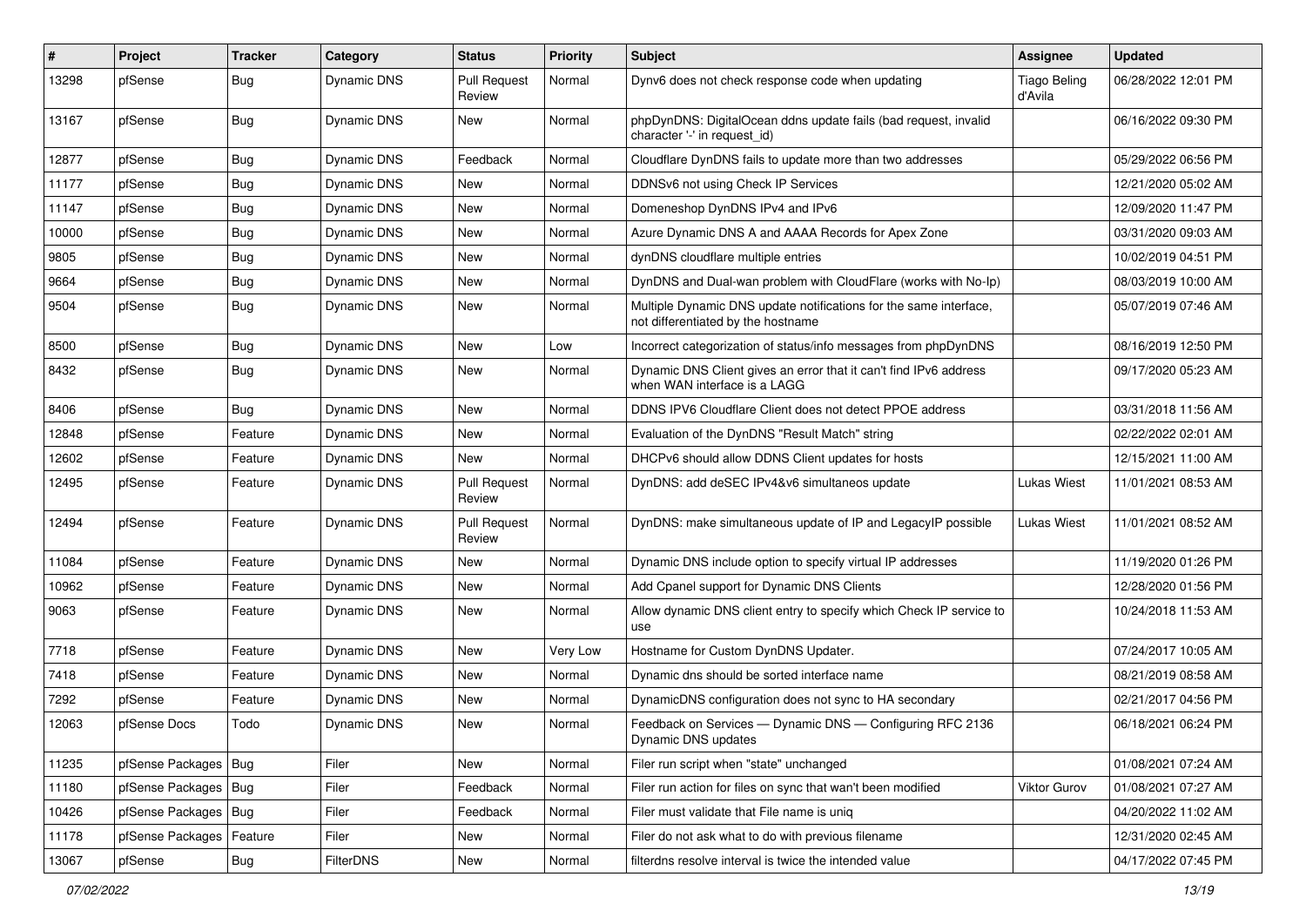| # | Project | Tracker | Category | Status | Priority | Subject | Assignee | Updated |
|---|---|---|---|---|---|---|---|---|
| 13298 | pfSense | Bug | Dynamic DNS | Pull Request Review | Normal | Dynv6 does not check response code when updating | Tiago Beling d'Avila | 06/28/2022 12:01 PM |
| 13167 | pfSense | Bug | Dynamic DNS | New | Normal | phpDynDNS: DigitalOcean ddns update fails (bad request, invalid character '-' in request_id) | | 06/16/2022 09:30 PM |
| 12877 | pfSense | Bug | Dynamic DNS | Feedback | Normal | Cloudflare DynDNS fails to update more than two addresses | | 05/29/2022 06:56 PM |
| 11177 | pfSense | Bug | Dynamic DNS | New | Normal | DDNSv6 not using Check IP Services | | 12/21/2020 05:02 AM |
| 11147 | pfSense | Bug | Dynamic DNS | New | Normal | Domeneshop DynDNS IPv4 and IPv6 | | 12/09/2020 11:47 PM |
| 10000 | pfSense | Bug | Dynamic DNS | New | Normal | Azure Dynamic DNS A and AAAA Records for Apex Zone | | 03/31/2020 09:03 AM |
| 9805 | pfSense | Bug | Dynamic DNS | New | Normal | dynDNS cloudflare multiple entries | | 10/02/2019 04:51 PM |
| 9664 | pfSense | Bug | Dynamic DNS | New | Normal | DynDNS and Dual-wan problem with CloudFlare (works with No-Ip) | | 08/03/2019 10:00 AM |
| 9504 | pfSense | Bug | Dynamic DNS | New | Normal | Multiple Dynamic DNS update notifications for the same interface, not differentiated by the hostname | | 05/07/2019 07:46 AM |
| 8500 | pfSense | Bug | Dynamic DNS | New | Low | Incorrect categorization of status/info messages from phpDynDNS | | 08/16/2019 12:50 PM |
| 8432 | pfSense | Bug | Dynamic DNS | New | Normal | Dynamic DNS Client gives an error that it can't find IPv6 address when WAN interface is a LAGG | | 09/17/2020 05:23 AM |
| 8406 | pfSense | Bug | Dynamic DNS | New | Normal | DDNS IPV6 Cloudflare Client does not detect PPOE address | | 03/31/2018 11:56 AM |
| 12848 | pfSense | Feature | Dynamic DNS | New | Normal | Evaluation of the DynDNS "Result Match" string | | 02/22/2022 02:01 AM |
| 12602 | pfSense | Feature | Dynamic DNS | New | Normal | DHCPv6 should allow DDNS Client updates for hosts | | 12/15/2021 11:00 AM |
| 12495 | pfSense | Feature | Dynamic DNS | Pull Request Review | Normal | DynDNS: add deSEC IPv4&v6 simultaneos update | Lukas Wiest | 11/01/2021 08:53 AM |
| 12494 | pfSense | Feature | Dynamic DNS | Pull Request Review | Normal | DynDNS: make simultaneous update of IP and LegacyIP possible | Lukas Wiest | 11/01/2021 08:52 AM |
| 11084 | pfSense | Feature | Dynamic DNS | New | Normal | Dynamic DNS include option to specify virtual IP addresses | | 11/19/2020 01:26 PM |
| 10962 | pfSense | Feature | Dynamic DNS | New | Normal | Add Cpanel support for Dynamic DNS Clients | | 12/28/2020 01:56 PM |
| 9063 | pfSense | Feature | Dynamic DNS | New | Normal | Allow dynamic DNS client entry to specify which Check IP service to use | | 10/24/2018 11:53 AM |
| 7718 | pfSense | Feature | Dynamic DNS | New | Very Low | Hostname for Custom DynDNS Updater. | | 07/24/2017 10:05 AM |
| 7418 | pfSense | Feature | Dynamic DNS | New | Normal | Dynamic dns should be sorted interface name | | 08/21/2019 08:58 AM |
| 7292 | pfSense | Feature | Dynamic DNS | New | Normal | DynamicDNS configuration does not sync to HA secondary | | 02/21/2017 04:56 PM |
| 12063 | pfSense Docs | Todo | Dynamic DNS | New | Normal | Feedback on Services — Dynamic DNS — Configuring RFC 2136 Dynamic DNS updates | | 06/18/2021 06:24 PM |
| 11235 | pfSense Packages | Bug | Filer | New | Normal | Filer run script when "state" unchanged | | 01/08/2021 07:24 AM |
| 11180 | pfSense Packages | Bug | Filer | Feedback | Normal | Filer run action for files on sync that wan't been modified | Viktor Gurov | 01/08/2021 07:27 AM |
| 10426 | pfSense Packages | Bug | Filer | Feedback | Normal | Filer must validate that File name is uniq | | 04/20/2022 11:02 AM |
| 11178 | pfSense Packages | Feature | Filer | New | Normal | Filer do not ask what to do with previous filename | | 12/31/2020 02:45 AM |
| 13067 | pfSense | Bug | FilterDNS | New | Normal | filterdns resolve interval is twice the intended value | | 04/17/2022 07:45 PM |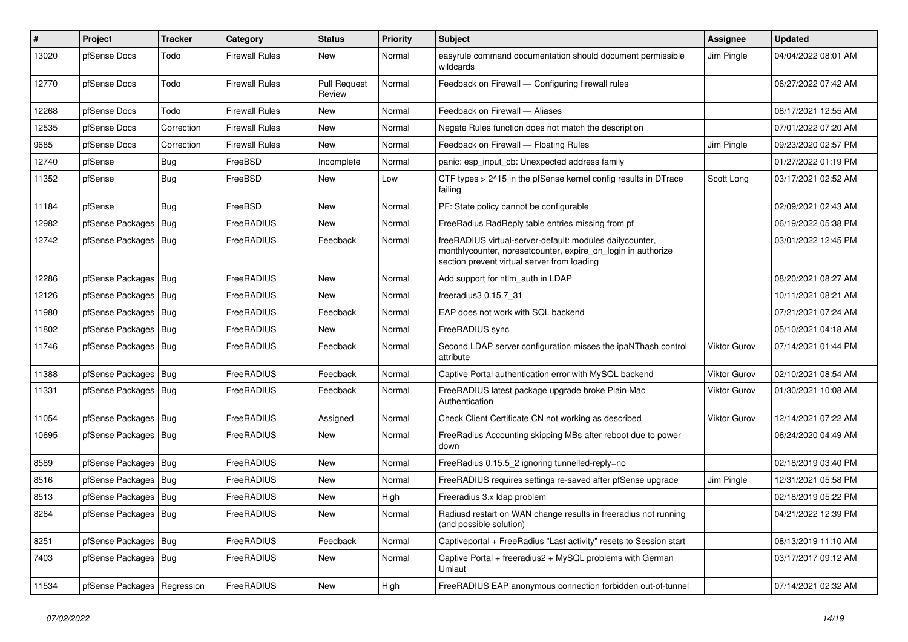| # | Project | Tracker | Category | Status | Priority | Subject | Assignee | Updated |
|---|---|---|---|---|---|---|---|---|
| 13020 | pfSense Docs | Todo | Firewall Rules | New | Normal | easyrule command documentation should document permissible wildcards | Jim Pingle | 04/04/2022 08:01 AM |
| 12770 | pfSense Docs | Todo | Firewall Rules | Pull Request Review | Normal | Feedback on Firewall — Configuring firewall rules | | 06/27/2022 07:42 AM |
| 12268 | pfSense Docs | Todo | Firewall Rules | New | Normal | Feedback on Firewall — Aliases | | 08/17/2021 12:55 AM |
| 12535 | pfSense Docs | Correction | Firewall Rules | New | Normal | Negate Rules function does not match the description | | 07/01/2022 07:20 AM |
| 9685 | pfSense Docs | Correction | Firewall Rules | New | Normal | Feedback on Firewall — Floating Rules | Jim Pingle | 09/23/2020 02:57 PM |
| 12740 | pfSense | Bug | FreeBSD | Incomplete | Normal | panic: esp_input_cb: Unexpected address family | | 01/27/2022 01:19 PM |
| 11352 | pfSense | Bug | FreeBSD | New | Low | CTF types > 2^15 in the pfSense kernel config results in DTrace failing | Scott Long | 03/17/2021 02:52 AM |
| 11184 | pfSense | Bug | FreeBSD | New | Normal | PF: State policy cannot be configurable | | 02/09/2021 02:43 AM |
| 12982 | pfSense Packages | Bug | FreeRADIUS | New | Normal | FreeRadius RadReply table entries missing from pf | | 06/19/2022 05:38 PM |
| 12742 | pfSense Packages | Bug | FreeRADIUS | Feedback | Normal | freeRADIUS virtual-server-default: modules dailycounter, monthlycounter, noresetcounter, expire_on_login in authorize section prevent virtual server from loading | | 03/01/2022 12:45 PM |
| 12286 | pfSense Packages | Bug | FreeRADIUS | New | Normal | Add support for ntlm_auth in LDAP | | 08/20/2021 08:27 AM |
| 12126 | pfSense Packages | Bug | FreeRADIUS | New | Normal | freeradius3 0.15.7_31 | | 10/11/2021 08:21 AM |
| 11980 | pfSense Packages | Bug | FreeRADIUS | Feedback | Normal | EAP does not work with SQL backend | | 07/21/2021 07:24 AM |
| 11802 | pfSense Packages | Bug | FreeRADIUS | New | Normal | FreeRADIUS sync | | 05/10/2021 04:18 AM |
| 11746 | pfSense Packages | Bug | FreeRADIUS | Feedback | Normal | Second LDAP server configuration misses the ipaNThash control attribute | Viktor Gurov | 07/14/2021 01:44 PM |
| 11388 | pfSense Packages | Bug | FreeRADIUS | Feedback | Normal | Captive Portal authentication error with MySQL backend | Viktor Gurov | 02/10/2021 08:54 AM |
| 11331 | pfSense Packages | Bug | FreeRADIUS | Feedback | Normal | FreeRADIUS latest package upgrade broke Plain Mac Authentication | Viktor Gurov | 01/30/2021 10:08 AM |
| 11054 | pfSense Packages | Bug | FreeRADIUS | Assigned | Normal | Check Client Certificate CN not working as described | Viktor Gurov | 12/14/2021 07:22 AM |
| 10695 | pfSense Packages | Bug | FreeRADIUS | New | Normal | FreeRadius Accounting skipping MBs after reboot due to power down | | 06/24/2020 04:49 AM |
| 8589 | pfSense Packages | Bug | FreeRADIUS | New | Normal | FreeRadius 0.15.5_2 ignoring tunnelled-reply=no | | 02/18/2019 03:40 PM |
| 8516 | pfSense Packages | Bug | FreeRADIUS | New | Normal | FreeRADIUS requires settings re-saved after pfSense upgrade | Jim Pingle | 12/31/2021 05:58 PM |
| 8513 | pfSense Packages | Bug | FreeRADIUS | New | High | Freeradius 3.x ldap problem | | 02/18/2019 05:22 PM |
| 8264 | pfSense Packages | Bug | FreeRADIUS | New | Normal | Radiusd restart on WAN change results in freeradius not running (and possible solution) | | 04/21/2022 12:39 PM |
| 8251 | pfSense Packages | Bug | FreeRADIUS | Feedback | Normal | Captiveportal + FreeRadius "Last activity" resets to Session start | | 08/13/2019 11:10 AM |
| 7403 | pfSense Packages | Bug | FreeRADIUS | New | Normal | Captive Portal + freeradius2 + MySQL problems with German Umlaut | | 03/17/2017 09:12 AM |
| 11534 | pfSense Packages | Regression | FreeRADIUS | New | High | FreeRADIUS EAP anonymous connection forbidden out-of-tunnel | | 07/14/2021 02:32 AM |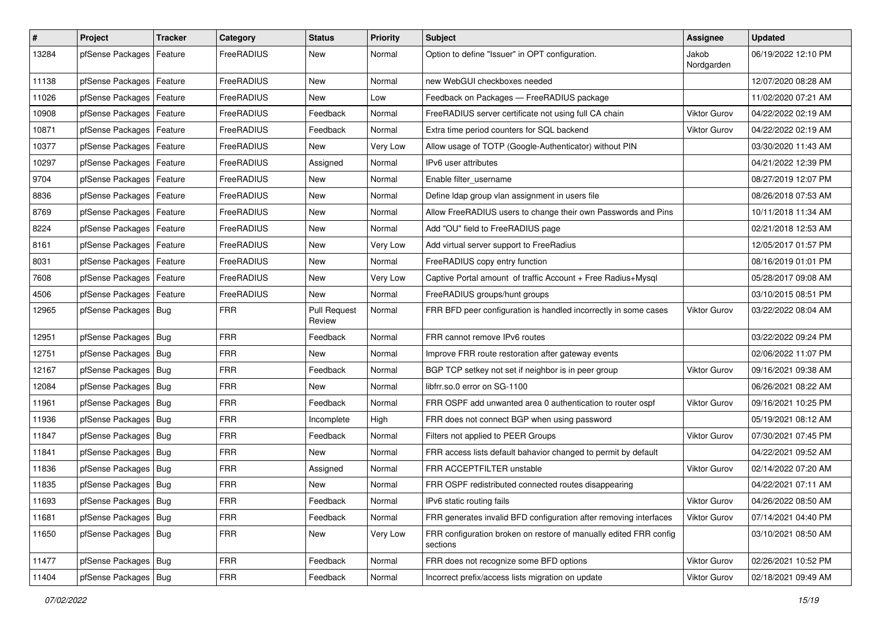| # | Project | Tracker | Category | Status | Priority | Subject | Assignee | Updated |
|---|---|---|---|---|---|---|---|---|
| 13284 | pfSense Packages | Feature | FreeRADIUS | New | Normal | Option to define "Issuer" in OPT configuration. | Jakob Nordgarden | 06/19/2022 12:10 PM |
| 11138 | pfSense Packages | Feature | FreeRADIUS | New | Normal | new WebGUI checkboxes needed | | 12/07/2020 08:28 AM |
| 11026 | pfSense Packages | Feature | FreeRADIUS | New | Low | Feedback on Packages — FreeRADIUS package | | 11/02/2020 07:21 AM |
| 10908 | pfSense Packages | Feature | FreeRADIUS | Feedback | Normal | FreeRADIUS server certificate not using full CA chain | Viktor Gurov | 04/22/2022 02:19 AM |
| 10871 | pfSense Packages | Feature | FreeRADIUS | Feedback | Normal | Extra time period counters for SQL backend | Viktor Gurov | 04/22/2022 02:19 AM |
| 10377 | pfSense Packages | Feature | FreeRADIUS | New | Very Low | Allow usage of TOTP (Google-Authenticator) without PIN | | 03/30/2020 11:43 AM |
| 10297 | pfSense Packages | Feature | FreeRADIUS | Assigned | Normal | IPv6 user attributes | | 04/21/2022 12:39 PM |
| 9704 | pfSense Packages | Feature | FreeRADIUS | New | Normal | Enable filter_username | | 08/27/2019 12:07 PM |
| 8836 | pfSense Packages | Feature | FreeRADIUS | New | Normal | Define ldap group vlan assignment in users file | | 08/26/2018 07:53 AM |
| 8769 | pfSense Packages | Feature | FreeRADIUS | New | Normal | Allow FreeRADIUS users to change their own Passwords and Pins | | 10/11/2018 11:34 AM |
| 8224 | pfSense Packages | Feature | FreeRADIUS | New | Normal | Add "OU" field to FreeRADIUS page | | 02/21/2018 12:53 AM |
| 8161 | pfSense Packages | Feature | FreeRADIUS | New | Very Low | Add virtual server support to FreeRadius | | 12/05/2017 01:57 PM |
| 8031 | pfSense Packages | Feature | FreeRADIUS | New | Normal | FreeRADIUS copy entry function | | 08/16/2019 01:01 PM |
| 7608 | pfSense Packages | Feature | FreeRADIUS | New | Very Low | Captive Portal amount of traffic Account + Free Radius+Mysql | | 05/28/2017 09:08 AM |
| 4506 | pfSense Packages | Feature | FreeRADIUS | New | Normal | FreeRADIUS groups/hunt groups | | 03/10/2015 08:51 PM |
| 12965 | pfSense Packages | Bug | FRR | Pull Request Review | Normal | FRR BFD peer configuration is handled incorrectly in some cases | Viktor Gurov | 03/22/2022 08:04 AM |
| 12951 | pfSense Packages | Bug | FRR | Feedback | Normal | FRR cannot remove IPv6 routes | | 03/22/2022 09:24 PM |
| 12751 | pfSense Packages | Bug | FRR | New | Normal | Improve FRR route restoration after gateway events | | 02/06/2022 11:07 PM |
| 12167 | pfSense Packages | Bug | FRR | Feedback | Normal | BGP TCP setkey not set if neighbor is in peer group | Viktor Gurov | 09/16/2021 09:38 AM |
| 12084 | pfSense Packages | Bug | FRR | New | Normal | libfrr.so.0 error on SG-1100 | | 06/26/2021 08:22 AM |
| 11961 | pfSense Packages | Bug | FRR | Feedback | Normal | FRR OSPF add unwanted area 0 authentication to router ospf | Viktor Gurov | 09/16/2021 10:25 PM |
| 11936 | pfSense Packages | Bug | FRR | Incomplete | High | FRR does not connect BGP when using password | | 05/19/2021 08:12 AM |
| 11847 | pfSense Packages | Bug | FRR | Feedback | Normal | Filters not applied to PEER Groups | Viktor Gurov | 07/30/2021 07:45 PM |
| 11841 | pfSense Packages | Bug | FRR | New | Normal | FRR access lists default bahavior changed to permit by default | | 04/22/2021 09:52 AM |
| 11836 | pfSense Packages | Bug | FRR | Assigned | Normal | FRR ACCEPTFILTER unstable | Viktor Gurov | 02/14/2022 07:20 AM |
| 11835 | pfSense Packages | Bug | FRR | New | Normal | FRR OSPF redistributed connected routes disappearing | | 04/22/2021 07:11 AM |
| 11693 | pfSense Packages | Bug | FRR | Feedback | Normal | IPv6 static routing fails | Viktor Gurov | 04/26/2022 08:50 AM |
| 11681 | pfSense Packages | Bug | FRR | Feedback | Normal | FRR generates invalid BFD configuration after removing interfaces | Viktor Gurov | 07/14/2021 04:40 PM |
| 11650 | pfSense Packages | Bug | FRR | New | Very Low | FRR configuration broken on restore of manually edited FRR config sections | | 03/10/2021 08:50 AM |
| 11477 | pfSense Packages | Bug | FRR | Feedback | Normal | FRR does not recognize some BFD options | Viktor Gurov | 02/26/2021 10:52 PM |
| 11404 | pfSense Packages | Bug | FRR | Feedback | Normal | Incorrect prefix/access lists migration on update | Viktor Gurov | 02/18/2021 09:49 AM |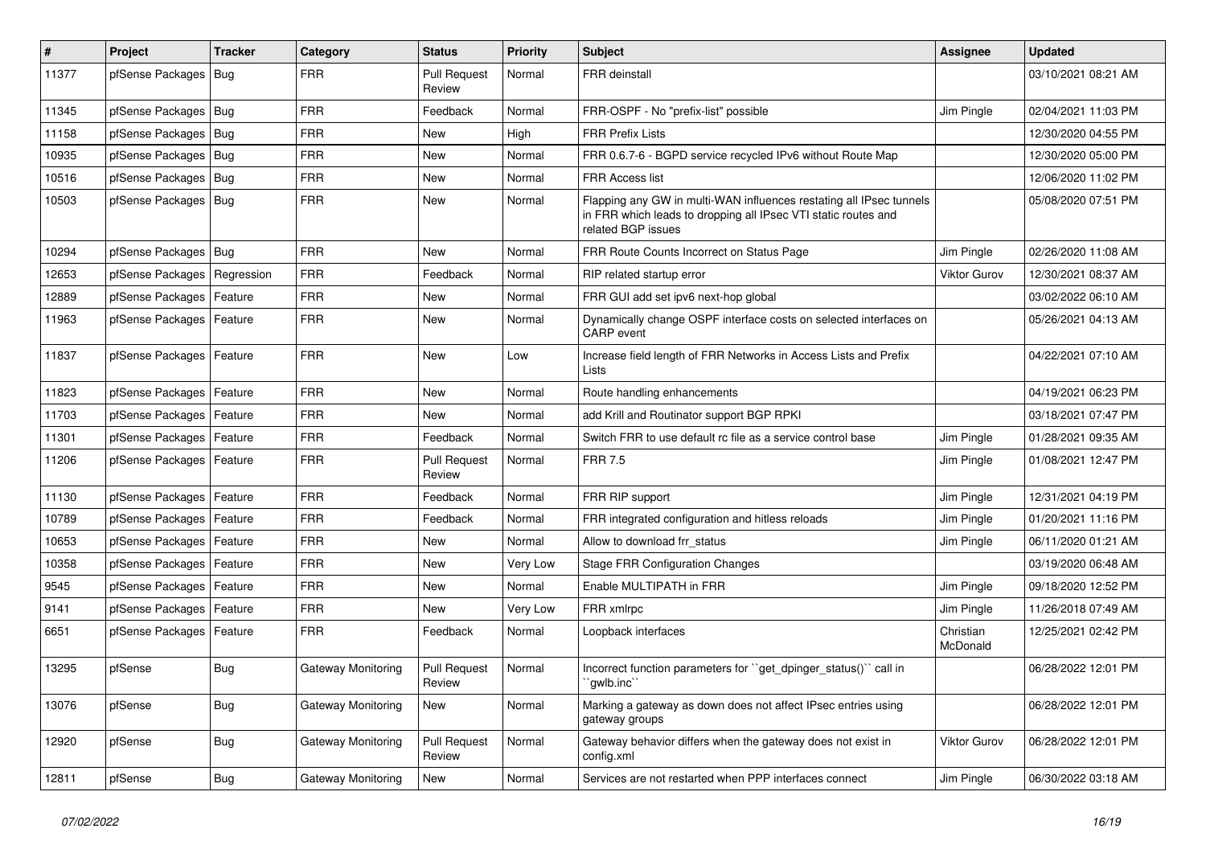| # | Project | Tracker | Category | Status | Priority | Subject | Assignee | Updated |
|---|---|---|---|---|---|---|---|---|
| 11377 | pfSense Packages | Bug | FRR | Pull Request Review | Normal | FRR deinstall | | 03/10/2021 08:21 AM |
| 11345 | pfSense Packages | Bug | FRR | Feedback | Normal | FRR-OSPF - No "prefix-list" possible | Jim Pingle | 02/04/2021 11:03 PM |
| 11158 | pfSense Packages | Bug | FRR | New | High | FRR Prefix Lists | | 12/30/2020 04:55 PM |
| 10935 | pfSense Packages | Bug | FRR | New | Normal | FRR 0.6.7-6 - BGPD service recycled IPv6 without Route Map | | 12/30/2020 05:00 PM |
| 10516 | pfSense Packages | Bug | FRR | New | Normal | FRR Access list | | 12/06/2020 11:02 PM |
| 10503 | pfSense Packages | Bug | FRR | New | Normal | Flapping any GW in multi-WAN influences restating all IPsec tunnels in FRR which leads to dropping all IPsec VTI static routes and related BGP issues | | 05/08/2020 07:51 PM |
| 10294 | pfSense Packages | Bug | FRR | New | Normal | FRR Route Counts Incorrect on Status Page | Jim Pingle | 02/26/2020 11:08 AM |
| 12653 | pfSense Packages | Regression | FRR | Feedback | Normal | RIP related startup error | Viktor Gurov | 12/30/2021 08:37 AM |
| 12889 | pfSense Packages | Feature | FRR | New | Normal | FRR GUI add set ipv6 next-hop global | | 03/02/2022 06:10 AM |
| 11963 | pfSense Packages | Feature | FRR | New | Normal | Dynamically change OSPF interface costs on selected interfaces on CARP event | | 05/26/2021 04:13 AM |
| 11837 | pfSense Packages | Feature | FRR | New | Low | Increase field length of FRR Networks in Access Lists and Prefix Lists | | 04/22/2021 07:10 AM |
| 11823 | pfSense Packages | Feature | FRR | New | Normal | Route handling enhancements | | 04/19/2021 06:23 PM |
| 11703 | pfSense Packages | Feature | FRR | New | Normal | add Krill and Routinator support BGP RPKI | | 03/18/2021 07:47 PM |
| 11301 | pfSense Packages | Feature | FRR | Feedback | Normal | Switch FRR to use default rc file as a service control base | Jim Pingle | 01/28/2021 09:35 AM |
| 11206 | pfSense Packages | Feature | FRR | Pull Request Review | Normal | FRR 7.5 | Jim Pingle | 01/08/2021 12:47 PM |
| 11130 | pfSense Packages | Feature | FRR | Feedback | Normal | FRR RIP support | Jim Pingle | 12/31/2021 04:19 PM |
| 10789 | pfSense Packages | Feature | FRR | Feedback | Normal | FRR integrated configuration and hitless reloads | Jim Pingle | 01/20/2021 11:16 PM |
| 10653 | pfSense Packages | Feature | FRR | New | Normal | Allow to download frr_status | Jim Pingle | 06/11/2020 01:21 AM |
| 10358 | pfSense Packages | Feature | FRR | New | Very Low | Stage FRR Configuration Changes | | 03/19/2020 06:48 AM |
| 9545 | pfSense Packages | Feature | FRR | New | Normal | Enable MULTIPATH in FRR | Jim Pingle | 09/18/2020 12:52 PM |
| 9141 | pfSense Packages | Feature | FRR | New | Very Low | FRR xmlrpc | Jim Pingle | 11/26/2018 07:49 AM |
| 6651 | pfSense Packages | Feature | FRR | Feedback | Normal | Loopback interfaces | Christian McDonald | 12/25/2021 02:42 PM |
| 13295 | pfSense | Bug | Gateway Monitoring | Pull Request Review | Normal | Incorrect function parameters for ``get_dpinger_status()`` call in ``gwlb.inc`` | | 06/28/2022 12:01 PM |
| 13076 | pfSense | Bug | Gateway Monitoring | New | Normal | Marking a gateway as down does not affect IPsec entries using gateway groups | | 06/28/2022 12:01 PM |
| 12920 | pfSense | Bug | Gateway Monitoring | Pull Request Review | Normal | Gateway behavior differs when the gateway does not exist in config.xml | Viktor Gurov | 06/28/2022 12:01 PM |
| 12811 | pfSense | Bug | Gateway Monitoring | New | Normal | Services are not restarted when PPP interfaces connect | Jim Pingle | 06/30/2022 03:18 AM |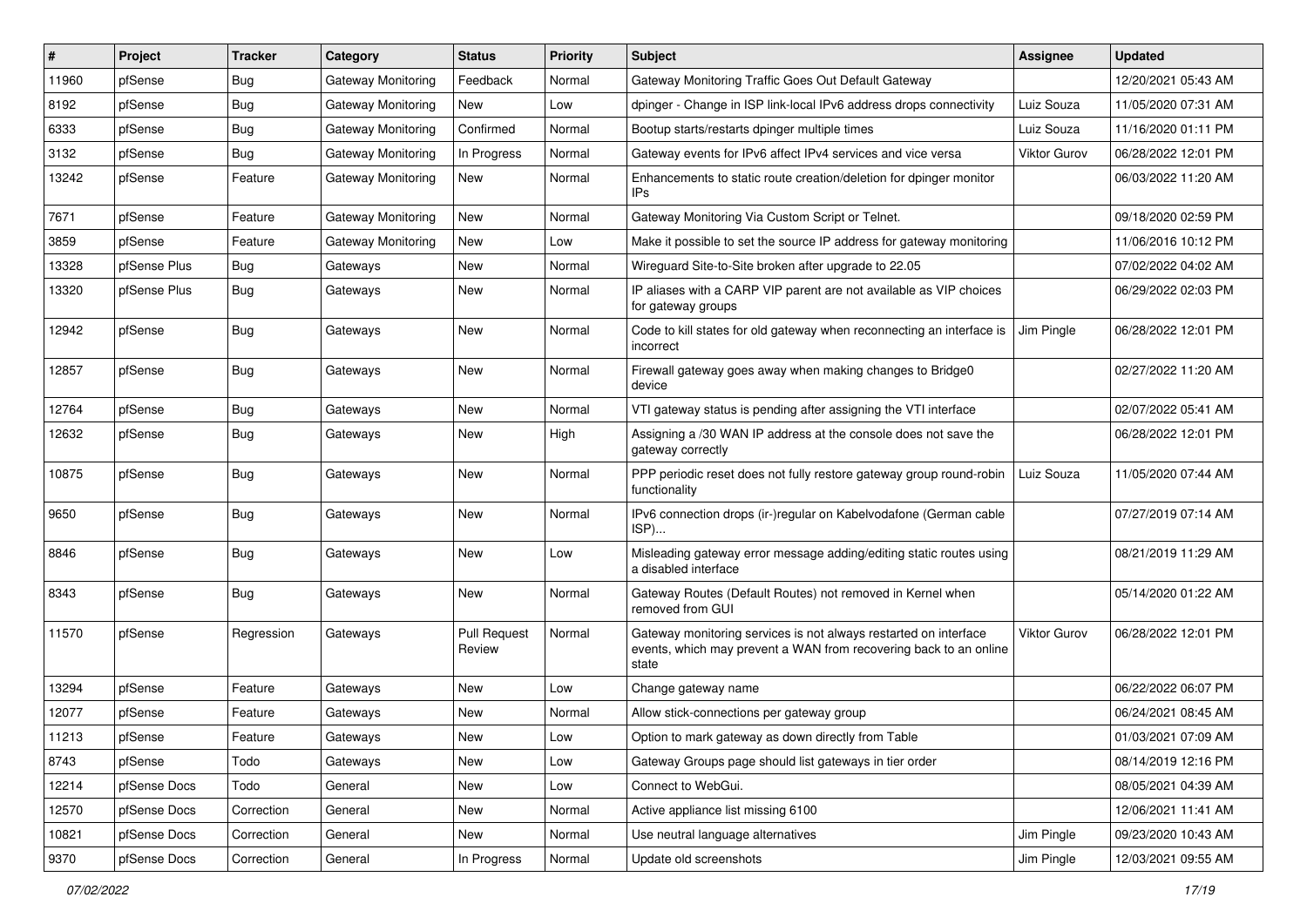| # | Project | Tracker | Category | Status | Priority | Subject | Assignee | Updated |
|---|---|---|---|---|---|---|---|---|
| 11960 | pfSense | Bug | Gateway Monitoring | Feedback | Normal | Gateway Monitoring Traffic Goes Out Default Gateway | | 12/20/2021 05:43 AM |
| 8192 | pfSense | Bug | Gateway Monitoring | New | Low | dpinger - Change in ISP link-local IPv6 address drops connectivity | Luiz Souza | 11/05/2020 07:31 AM |
| 6333 | pfSense | Bug | Gateway Monitoring | Confirmed | Normal | Bootup starts/restarts dpinger multiple times | Luiz Souza | 11/16/2020 01:11 PM |
| 3132 | pfSense | Bug | Gateway Monitoring | In Progress | Normal | Gateway events for IPv6 affect IPv4 services and vice versa | Viktor Gurov | 06/28/2022 12:01 PM |
| 13242 | pfSense | Feature | Gateway Monitoring | New | Normal | Enhancements to static route creation/deletion for dpinger monitor IPs | | 06/03/2022 11:20 AM |
| 7671 | pfSense | Feature | Gateway Monitoring | New | Normal | Gateway Monitoring Via Custom Script or Telnet. | | 09/18/2020 02:59 PM |
| 3859 | pfSense | Feature | Gateway Monitoring | New | Low | Make it possible to set the source IP address for gateway monitoring | | 11/06/2016 10:12 PM |
| 13328 | pfSense Plus | Bug | Gateways | New | Normal | Wireguard Site-to-Site broken after upgrade to 22.05 | | 07/02/2022 04:02 AM |
| 13320 | pfSense Plus | Bug | Gateways | New | Normal | IP aliases with a CARP VIP parent are not available as VIP choices for gateway groups | | 06/29/2022 02:03 PM |
| 12942 | pfSense | Bug | Gateways | New | Normal | Code to kill states for old gateway when reconnecting an interface is incorrect | Jim Pingle | 06/28/2022 12:01 PM |
| 12857 | pfSense | Bug | Gateways | New | Normal | Firewall gateway goes away when making changes to Bridge0 device | | 02/27/2022 11:20 AM |
| 12764 | pfSense | Bug | Gateways | New | Normal | VTI gateway status is pending after assigning the VTI interface | | 02/07/2022 05:41 AM |
| 12632 | pfSense | Bug | Gateways | New | High | Assigning a /30 WAN IP address at the console does not save the gateway correctly | | 06/28/2022 12:01 PM |
| 10875 | pfSense | Bug | Gateways | New | Normal | PPP periodic reset does not fully restore gateway group round-robin functionality | Luiz Souza | 11/05/2020 07:44 AM |
| 9650 | pfSense | Bug | Gateways | New | Normal | IPv6 connection drops (ir-)regular on Kabelvodafone (German cable ISP)... | | 07/27/2019 07:14 AM |
| 8846 | pfSense | Bug | Gateways | New | Low | Misleading gateway error message adding/editing static routes using a disabled interface | | 08/21/2019 11:29 AM |
| 8343 | pfSense | Bug | Gateways | New | Normal | Gateway Routes (Default Routes) not removed in Kernel when removed from GUI | | 05/14/2020 01:22 AM |
| 11570 | pfSense | Regression | Gateways | Pull Request Review | Normal | Gateway monitoring services is not always restarted on interface events, which may prevent a WAN from recovering back to an online state | Viktor Gurov | 06/28/2022 12:01 PM |
| 13294 | pfSense | Feature | Gateways | New | Low | Change gateway name | | 06/22/2022 06:07 PM |
| 12077 | pfSense | Feature | Gateways | New | Normal | Allow stick-connections per gateway group | | 06/24/2021 08:45 AM |
| 11213 | pfSense | Feature | Gateways | New | Low | Option to mark gateway as down directly from Table | | 01/03/2021 07:09 AM |
| 8743 | pfSense | Todo | Gateways | New | Low | Gateway Groups page should list gateways in tier order | | 08/14/2019 12:16 PM |
| 12214 | pfSense Docs | Todo | General | New | Low | Connect to WebGui. | | 08/05/2021 04:39 AM |
| 12570 | pfSense Docs | Correction | General | New | Normal | Active appliance list missing 6100 | | 12/06/2021 11:41 AM |
| 10821 | pfSense Docs | Correction | General | New | Normal | Use neutral language alternatives | Jim Pingle | 09/23/2020 10:43 AM |
| 9370 | pfSense Docs | Correction | General | In Progress | Normal | Update old screenshots | Jim Pingle | 12/03/2021 09:55 AM |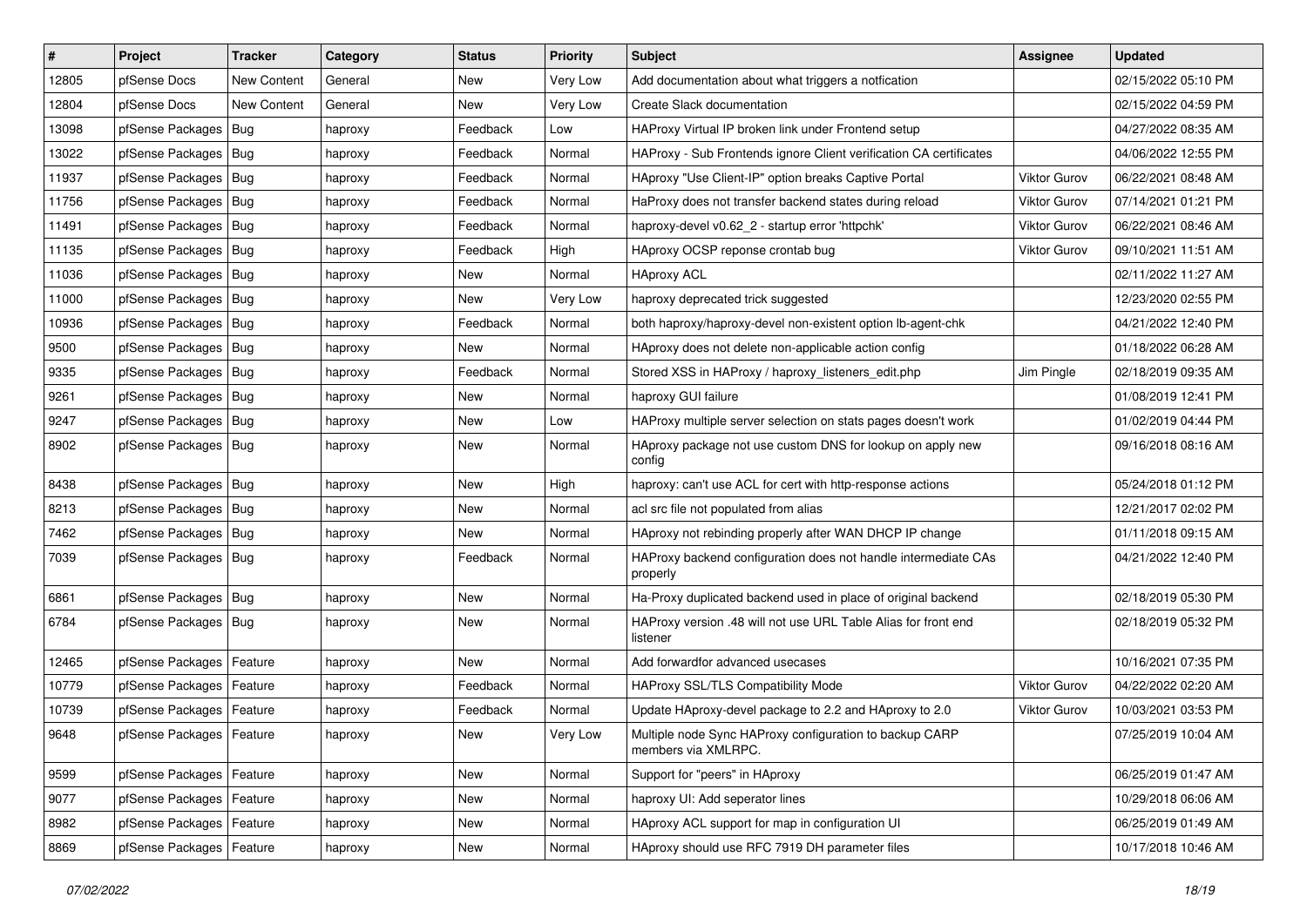| # | Project | Tracker | Category | Status | Priority | Subject | Assignee | Updated |
|---|---|---|---|---|---|---|---|---|
| 12805 | pfSense Docs | New Content | General | New | Very Low | Add documentation about what triggers a notfication | | 02/15/2022 05:10 PM |
| 12804 | pfSense Docs | New Content | General | New | Very Low | Create Slack documentation | | 02/15/2022 04:59 PM |
| 13098 | pfSense Packages | Bug | haproxy | Feedback | Low | HAProxy Virtual IP broken link under Frontend setup | | 04/27/2022 08:35 AM |
| 13022 | pfSense Packages | Bug | haproxy | Feedback | Normal | HAProxy - Sub Frontends ignore Client verification CA certificates | | 04/06/2022 12:55 PM |
| 11937 | pfSense Packages | Bug | haproxy | Feedback | Normal | HAproxy "Use Client-IP" option breaks Captive Portal | Viktor Gurov | 06/22/2021 08:48 AM |
| 11756 | pfSense Packages | Bug | haproxy | Feedback | Normal | HaProxy does not transfer backend states during reload | Viktor Gurov | 07/14/2021 01:21 PM |
| 11491 | pfSense Packages | Bug | haproxy | Feedback | Normal | haproxy-devel v0.62_2 - startup error 'httpchk' | Viktor Gurov | 06/22/2021 08:46 AM |
| 11135 | pfSense Packages | Bug | haproxy | Feedback | High | HAproxy OCSP reponse crontab bug | Viktor Gurov | 09/10/2021 11:51 AM |
| 11036 | pfSense Packages | Bug | haproxy | New | Normal | HAproxy ACL | | 02/11/2022 11:27 AM |
| 11000 | pfSense Packages | Bug | haproxy | New | Very Low | haproxy deprecated trick suggested | | 12/23/2020 02:55 PM |
| 10936 | pfSense Packages | Bug | haproxy | Feedback | Normal | both haproxy/haproxy-devel non-existent option lb-agent-chk | | 04/21/2022 12:40 PM |
| 9500 | pfSense Packages | Bug | haproxy | New | Normal | HAproxy does not delete non-applicable action config | | 01/18/2022 06:28 AM |
| 9335 | pfSense Packages | Bug | haproxy | Feedback | Normal | Stored XSS in HAProxy / haproxy_listeners_edit.php | Jim Pingle | 02/18/2019 09:35 AM |
| 9261 | pfSense Packages | Bug | haproxy | New | Normal | haproxy GUI failure | | 01/08/2019 12:41 PM |
| 9247 | pfSense Packages | Bug | haproxy | New | Low | HAProxy multiple server selection on stats pages doesn't work | | 01/02/2019 04:44 PM |
| 8902 | pfSense Packages | Bug | haproxy | New | Normal | HAproxy package not use custom DNS for lookup on apply new config | | 09/16/2018 08:16 AM |
| 8438 | pfSense Packages | Bug | haproxy | New | High | haproxy: can't use ACL for cert with http-response actions | | 05/24/2018 01:12 PM |
| 8213 | pfSense Packages | Bug | haproxy | New | Normal | acl src file not populated from alias | | 12/21/2017 02:02 PM |
| 7462 | pfSense Packages | Bug | haproxy | New | Normal | HAproxy not rebinding properly after WAN DHCP IP change | | 01/11/2018 09:15 AM |
| 7039 | pfSense Packages | Bug | haproxy | Feedback | Normal | HAProxy backend configuration does not handle intermediate CAs properly | | 04/21/2022 12:40 PM |
| 6861 | pfSense Packages | Bug | haproxy | New | Normal | Ha-Proxy duplicated backend used in place of original backend | | 02/18/2019 05:30 PM |
| 6784 | pfSense Packages | Bug | haproxy | New | Normal | HAProxy version .48 will not use URL Table Alias for front end listener | | 02/18/2019 05:32 PM |
| 12465 | pfSense Packages | Feature | haproxy | New | Normal | Add forwardfor advanced usecases | | 10/16/2021 07:35 PM |
| 10779 | pfSense Packages | Feature | haproxy | Feedback | Normal | HAProxy SSL/TLS Compatibility Mode | Viktor Gurov | 04/22/2022 02:20 AM |
| 10739 | pfSense Packages | Feature | haproxy | Feedback | Normal | Update HAproxy-devel package to 2.2 and HAproxy to 2.0 | Viktor Gurov | 10/03/2021 03:53 PM |
| 9648 | pfSense Packages | Feature | haproxy | New | Very Low | Multiple node Sync HAProxy configuration to backup CARP members via XMLRPC. | | 07/25/2019 10:04 AM |
| 9599 | pfSense Packages | Feature | haproxy | New | Normal | Support for "peers" in HAproxy | | 06/25/2019 01:47 AM |
| 9077 | pfSense Packages | Feature | haproxy | New | Normal | haproxy UI: Add seperator lines | | 10/29/2018 06:06 AM |
| 8982 | pfSense Packages | Feature | haproxy | New | Normal | HAproxy ACL support for map in configuration UI | | 06/25/2019 01:49 AM |
| 8869 | pfSense Packages | Feature | haproxy | New | Normal | HAproxy should use RFC 7919 DH parameter files | | 10/17/2018 10:46 AM |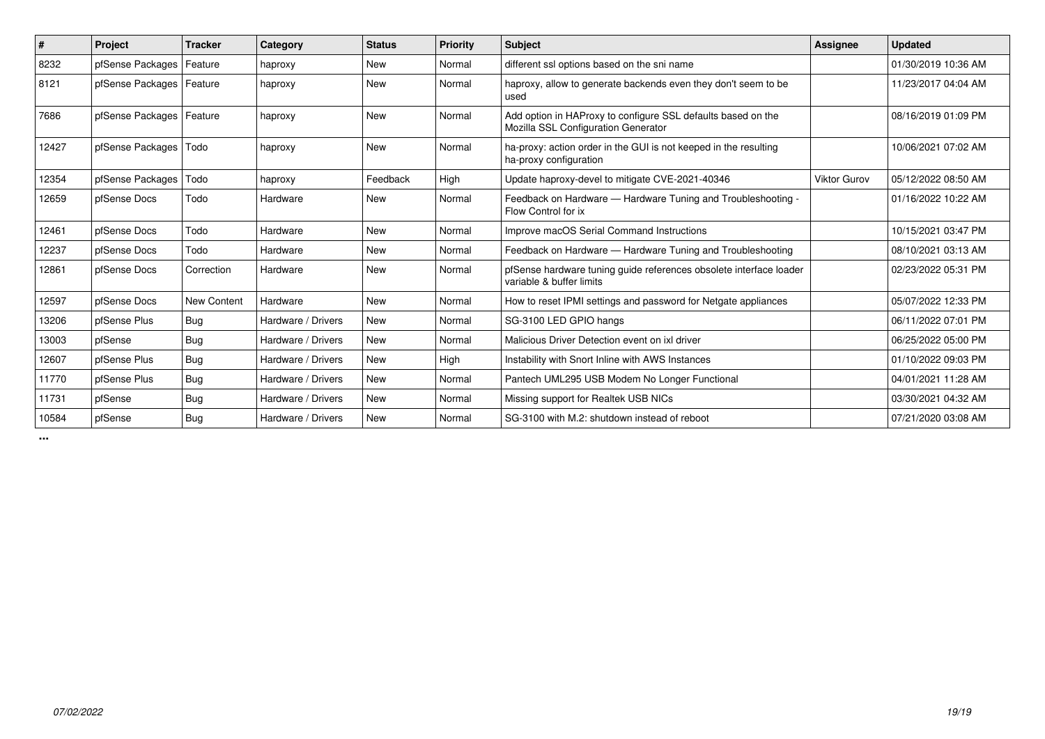| # | Project | Tracker | Category | Status | Priority | Subject | Assignee | Updated |
|---|---|---|---|---|---|---|---|---|
| 8232 | pfSense Packages | Feature | haproxy | New | Normal | different ssl options based on the sni name | | 01/30/2019 10:36 AM |
| 8121 | pfSense Packages | Feature | haproxy | New | Normal | haproxy, allow to generate backends even they don't seem to be used | | 11/23/2017 04:04 AM |
| 7686 | pfSense Packages | Feature | haproxy | New | Normal | Add option in HAProxy to configure SSL defaults based on the Mozilla SSL Configuration Generator | | 08/16/2019 01:09 PM |
| 12427 | pfSense Packages | Todo | haproxy | New | Normal | ha-proxy: action order in the GUI is not keeped in the resulting ha-proxy configuration | | 10/06/2021 07:02 AM |
| 12354 | pfSense Packages | Todo | haproxy | Feedback | High | Update haproxy-devel to mitigate CVE-2021-40346 | Viktor Gurov | 05/12/2022 08:50 AM |
| 12659 | pfSense Docs | Todo | Hardware | New | Normal | Feedback on Hardware — Hardware Tuning and Troubleshooting - Flow Control for ix | | 01/16/2022 10:22 AM |
| 12461 | pfSense Docs | Todo | Hardware | New | Normal | Improve macOS Serial Command Instructions | | 10/15/2021 03:47 PM |
| 12237 | pfSense Docs | Todo | Hardware | New | Normal | Feedback on Hardware — Hardware Tuning and Troubleshooting | | 08/10/2021 03:13 AM |
| 12861 | pfSense Docs | Correction | Hardware | New | Normal | pfSense hardware tuning guide references obsolete interface loader variable & buffer limits | | 02/23/2022 05:31 PM |
| 12597 | pfSense Docs | New Content | Hardware | New | Normal | How to reset IPMI settings and password for Netgate appliances | | 05/07/2022 12:33 PM |
| 13206 | pfSense Plus | Bug | Hardware / Drivers | New | Normal | SG-3100 LED GPIO hangs | | 06/11/2022 07:01 PM |
| 13003 | pfSense | Bug | Hardware / Drivers | New | Normal | Malicious Driver Detection event on ixl driver | | 06/25/2022 05:00 PM |
| 12607 | pfSense Plus | Bug | Hardware / Drivers | New | High | Instability with Snort Inline with AWS Instances | | 01/10/2022 09:03 PM |
| 11770 | pfSense Plus | Bug | Hardware / Drivers | New | Normal | Pantech UML295 USB Modem No Longer Functional | | 04/01/2021 11:28 AM |
| 11731 | pfSense | Bug | Hardware / Drivers | New | Normal | Missing support for Realtek USB NICs | | 03/30/2021 04:32 AM |
| 10584 | pfSense | Bug | Hardware / Drivers | New | Normal | SG-3100 with M.2: shutdown instead of reboot | | 07/21/2020 03:08 AM |

...